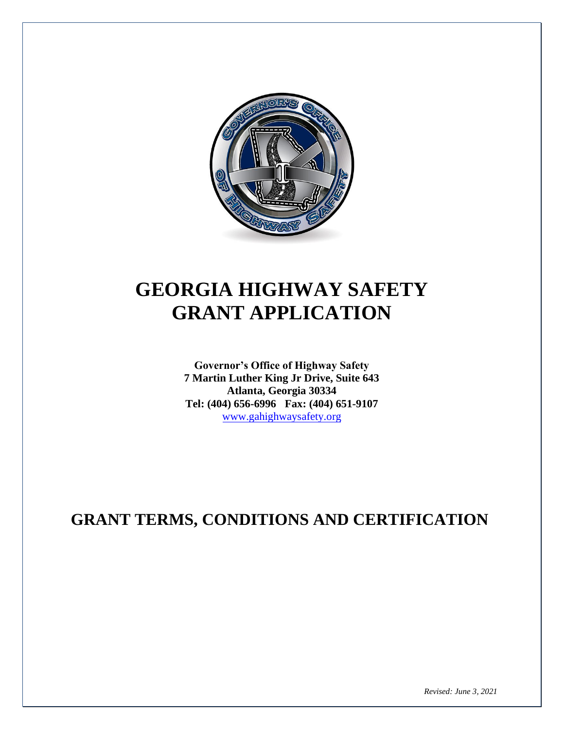# GEORGIA HIGHWAY SAFETY GRANT APPLICATION

**Governor's Office of Highway Safety**
**7 Martin Luther King Jr Drive, Suite 643**
**Atlanta, Georgia 30334**
**Tel: (404) 656-6996 Fax: (404) 651-9107**
www.gahighwaysafety.org

# GRANT TERMS, CONDITIONS AND CERTIFICATION

*Revised: June 3, 2021*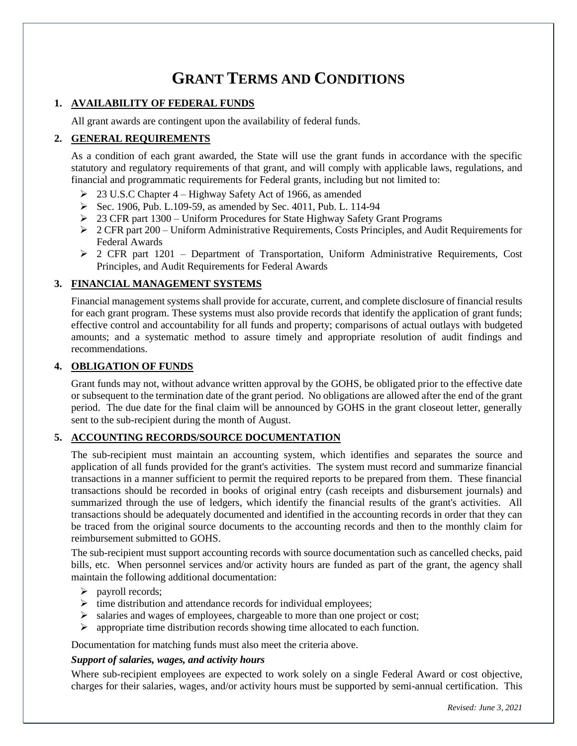# GRANT TERMS AND CONDITIONS

## 1. AVAILABILITY OF FEDERAL FUNDS

All grant awards are contingent upon the availability of federal funds.

## 2. GENERAL REQUIREMENTS

As a condition of each grant awarded, the State will use the grant funds in accordance with the specific statutory and regulatory requirements of that grant, and will comply with applicable laws, regulations, and financial and programmatic requirements for Federal grants, including but not limited to:

- 23 U.S.C Chapter 4 – Highway Safety Act of 1966, as amended
- Sec. 1906, Pub. L.109-59, as amended by Sec. 4011, Pub. L. 114-94
- 23 CFR part 1300 – Uniform Procedures for State Highway Safety Grant Programs
- 2 CFR part 200 – Uniform Administrative Requirements, Costs Principles, and Audit Requirements for Federal Awards
- 2 CFR part 1201 – Department of Transportation, Uniform Administrative Requirements, Cost Principles, and Audit Requirements for Federal Awards

## 3. FINANCIAL MANAGEMENT SYSTEMS

Financial management systems shall provide for accurate, current, and complete disclosure of financial results for each grant program. These systems must also provide records that identify the application of grant funds; effective control and accountability for all funds and property; comparisons of actual outlays with budgeted amounts; and a systematic method to assure timely and appropriate resolution of audit findings and recommendations.

## 4. OBLIGATION OF FUNDS

Grant funds may not, without advance written approval by the GOHS, be obligated prior to the effective date or subsequent to the termination date of the grant period. No obligations are allowed after the end of the grant period. The due date for the final claim will be announced by GOHS in the grant closeout letter, generally sent to the sub-recipient during the month of August.

## 5. ACCOUNTING RECORDS/SOURCE DOCUMENTATION

The sub-recipient must maintain an accounting system, which identifies and separates the source and application of all funds provided for the grant's activities. The system must record and summarize financial transactions in a manner sufficient to permit the required reports to be prepared from them. These financial transactions should be recorded in books of original entry (cash receipts and disbursement journals) and summarized through the use of ledgers, which identify the financial results of the grant's activities. All transactions should be adequately documented and identified in the accounting records in order that they can be traced from the original source documents to the accounting records and then to the monthly claim for reimbursement submitted to GOHS.

The sub-recipient must support accounting records with source documentation such as cancelled checks, paid bills, etc. When personnel services and/or activity hours are funded as part of the grant, the agency shall maintain the following additional documentation:

- payroll records;
- time distribution and attendance records for individual employees;
- salaries and wages of employees, chargeable to more than one project or cost;
- appropriate time distribution records showing time allocated to each function.

Documentation for matching funds must also meet the criteria above.

***Support of salaries, wages, and activity hours***

Where sub-recipient employees are expected to work solely on a single Federal Award or cost objective, charges for their salaries, wages, and/or activity hours must be supported by semi-annual certification. This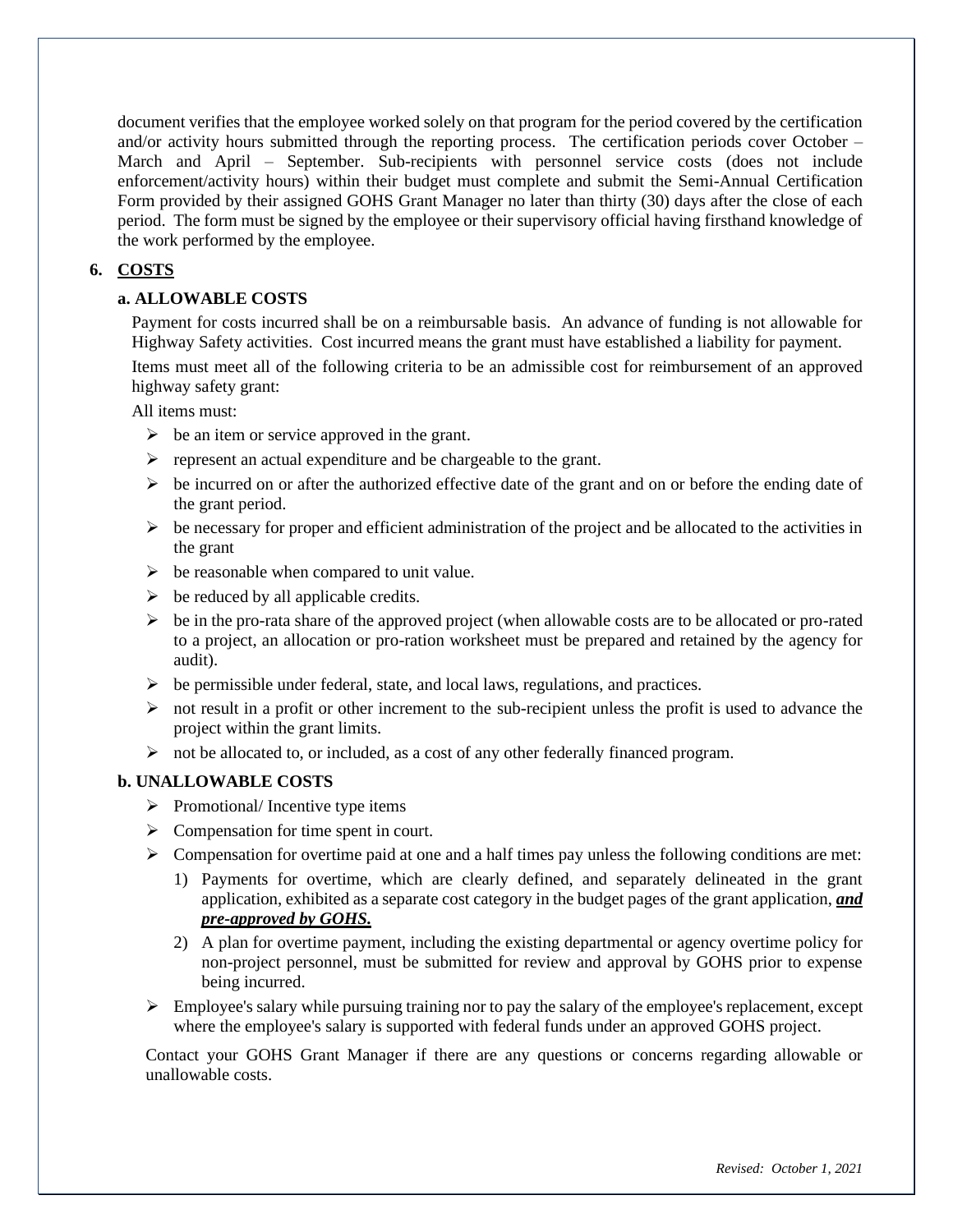document verifies that the employee worked solely on that program for the period covered by the certification and/or activity hours submitted through the reporting process. The certification periods cover October – March and April – September. Sub-recipients with personnel service costs (does not include enforcement/activity hours) within their budget must complete and submit the Semi-Annual Certification Form provided by their assigned GOHS Grant Manager no later than thirty (30) days after the close of each period. The form must be signed by the employee or their supervisory official having firsthand knowledge of the work performed by the employee.

## 6. COSTS

### a. ALLOWABLE COSTS

Payment for costs incurred shall be on a reimbursable basis. An advance of funding is not allowable for Highway Safety activities. Cost incurred means the grant must have established a liability for payment.

Items must meet all of the following criteria to be an admissible cost for reimbursement of an approved highway safety grant:

All items must:

- be an item or service approved in the grant.
- represent an actual expenditure and be chargeable to the grant.
- be incurred on or after the authorized effective date of the grant and on or before the ending date of the grant period.
- be necessary for proper and efficient administration of the project and be allocated to the activities in the grant
- be reasonable when compared to unit value.
- be reduced by all applicable credits.
- be in the pro-rata share of the approved project (when allowable costs are to be allocated or pro-rated to a project, an allocation or pro-ration worksheet must be prepared and retained by the agency for audit).
- be permissible under federal, state, and local laws, regulations, and practices.
- not result in a profit or other increment to the sub-recipient unless the profit is used to advance the project within the grant limits.
- not be allocated to, or included, as a cost of any other federally financed program.

### b. UNALLOWABLE COSTS

- Promotional/ Incentive type items
- Compensation for time spent in court.
- Compensation for overtime paid at one and a half times pay unless the following conditions are met:
  1) Payments for overtime, which are clearly defined, and separately delineated in the grant application, exhibited as a separate cost category in the budget pages of the grant application, ***and pre-approved by GOHS.***
  2) A plan for overtime payment, including the existing departmental or agency overtime policy for non-project personnel, must be submitted for review and approval by GOHS prior to expense being incurred.
- Employee's salary while pursuing training nor to pay the salary of the employee's replacement, except where the employee's salary is supported with federal funds under an approved GOHS project.

Contact your GOHS Grant Manager if there are any questions or concerns regarding allowable or unallowable costs.

*Revised: October 1, 2021*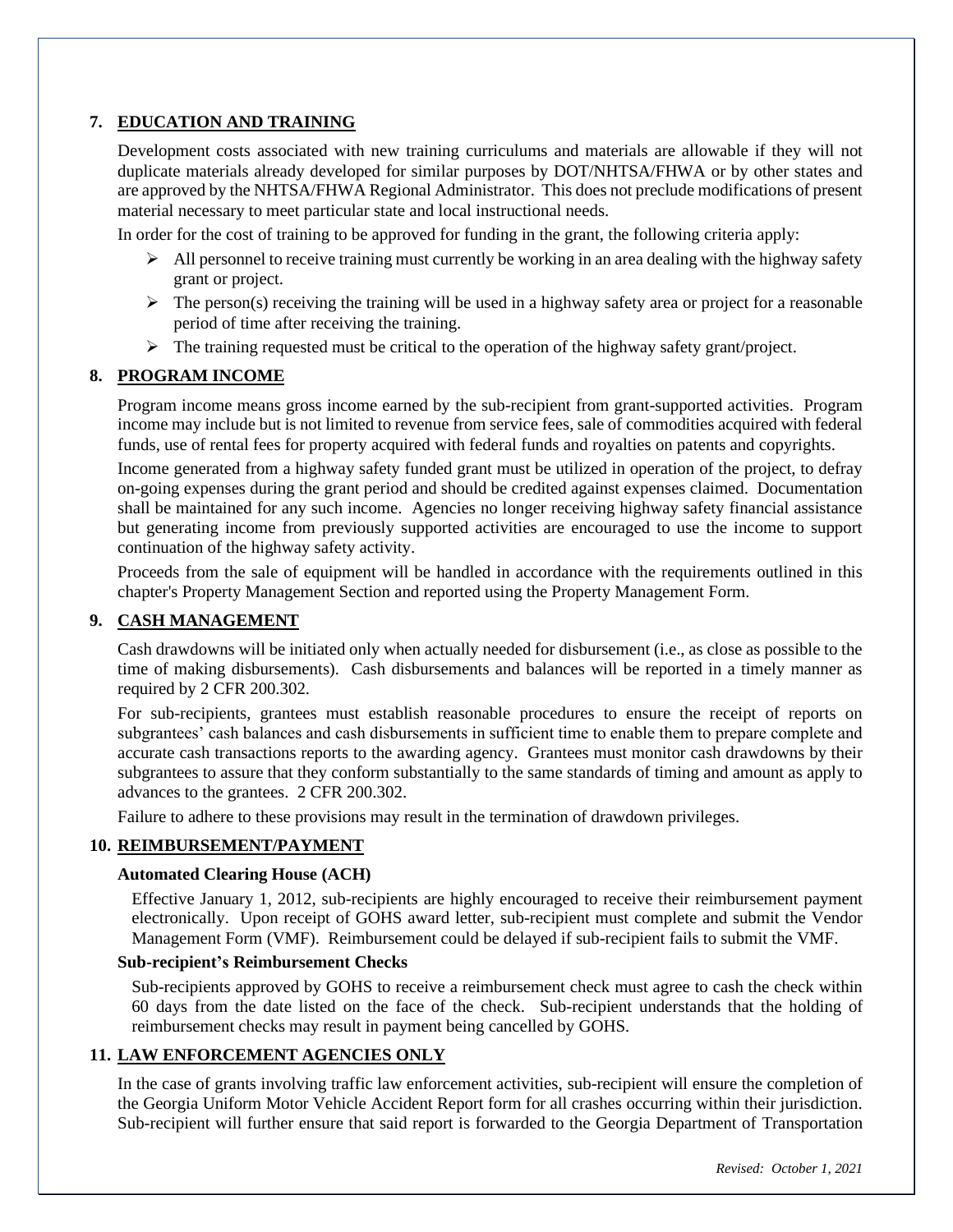## 7. EDUCATION AND TRAINING

Development costs associated with new training curriculums and materials are allowable if they will not duplicate materials already developed for similar purposes by DOT/NHTSA/FHWA or by other states and are approved by the NHTSA/FHWA Regional Administrator. This does not preclude modifications of present material necessary to meet particular state and local instructional needs.

In order for the cost of training to be approved for funding in the grant, the following criteria apply:

- All personnel to receive training must currently be working in an area dealing with the highway safety grant or project.
- The person(s) receiving the training will be used in a highway safety area or project for a reasonable period of time after receiving the training.
- The training requested must be critical to the operation of the highway safety grant/project.

## 8. PROGRAM INCOME

Program income means gross income earned by the sub-recipient from grant-supported activities. Program income may include but is not limited to revenue from service fees, sale of commodities acquired with federal funds, use of rental fees for property acquired with federal funds and royalties on patents and copyrights.

Income generated from a highway safety funded grant must be utilized in operation of the project, to defray on-going expenses during the grant period and should be credited against expenses claimed. Documentation shall be maintained for any such income. Agencies no longer receiving highway safety financial assistance but generating income from previously supported activities are encouraged to use the income to support continuation of the highway safety activity.

Proceeds from the sale of equipment will be handled in accordance with the requirements outlined in this chapter's Property Management Section and reported using the Property Management Form.

## 9. CASH MANAGEMENT

Cash drawdowns will be initiated only when actually needed for disbursement (i.e., as close as possible to the time of making disbursements). Cash disbursements and balances will be reported in a timely manner as required by 2 CFR 200.302.

For sub-recipients, grantees must establish reasonable procedures to ensure the receipt of reports on subgrantees' cash balances and cash disbursements in sufficient time to enable them to prepare complete and accurate cash transactions reports to the awarding agency. Grantees must monitor cash drawdowns by their subgrantees to assure that they conform substantially to the same standards of timing and amount as apply to advances to the grantees. 2 CFR 200.302.

Failure to adhere to these provisions may result in the termination of drawdown privileges.

## 10. REIMBURSEMENT/PAYMENT

### Automated Clearing House (ACH)

Effective January 1, 2012, sub-recipients are highly encouraged to receive their reimbursement payment electronically. Upon receipt of GOHS award letter, sub-recipient must complete and submit the Vendor Management Form (VMF). Reimbursement could be delayed if sub-recipient fails to submit the VMF.

### Sub-recipient's Reimbursement Checks

Sub-recipients approved by GOHS to receive a reimbursement check must agree to cash the check within 60 days from the date listed on the face of the check. Sub-recipient understands that the holding of reimbursement checks may result in payment being cancelled by GOHS.

## 11. LAW ENFORCEMENT AGENCIES ONLY

In the case of grants involving traffic law enforcement activities, sub-recipient will ensure the completion of the Georgia Uniform Motor Vehicle Accident Report form for all crashes occurring within their jurisdiction. Sub-recipient will further ensure that said report is forwarded to the Georgia Department of Transportation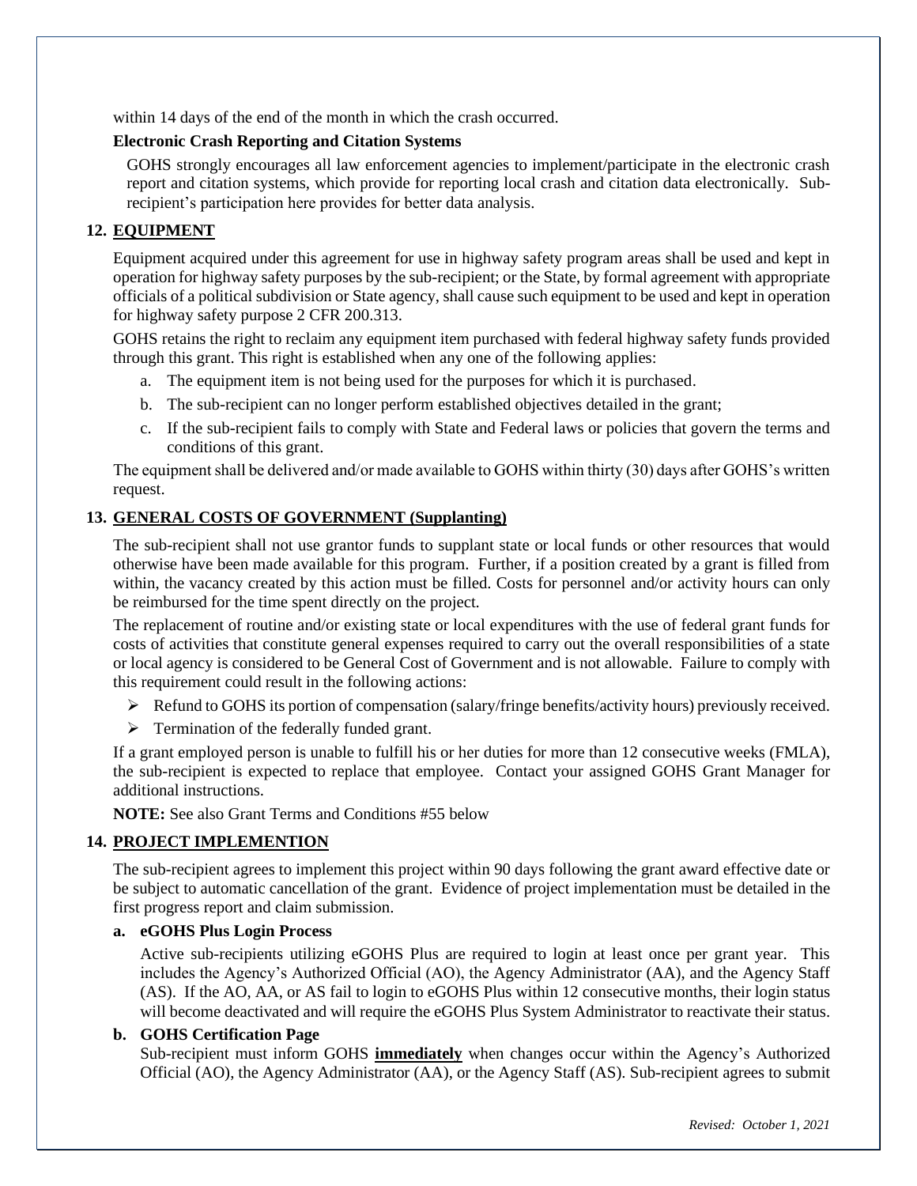within 14 days of the end of the month in which the crash occurred.

**Electronic Crash Reporting and Citation Systems**

GOHS strongly encourages all law enforcement agencies to implement/participate in the electronic crash report and citation systems, which provide for reporting local crash and citation data electronically. Sub-recipient's participation here provides for better data analysis.

## 12. EQUIPMENT

Equipment acquired under this agreement for use in highway safety program areas shall be used and kept in operation for highway safety purposes by the sub-recipient; or the State, by formal agreement with appropriate officials of a political subdivision or State agency, shall cause such equipment to be used and kept in operation for highway safety purpose 2 CFR 200.313.

GOHS retains the right to reclaim any equipment item purchased with federal highway safety funds provided through this grant. This right is established when any one of the following applies:

a. The equipment item is not being used for the purposes for which it is purchased.
b. The sub-recipient can no longer perform established objectives detailed in the grant;
c. If the sub-recipient fails to comply with State and Federal laws or policies that govern the terms and conditions of this grant.

The equipment shall be delivered and/or made available to GOHS within thirty (30) days after GOHS's written request.

## 13. GENERAL COSTS OF GOVERNMENT (Supplanting)

The sub-recipient shall not use grantor funds to supplant state or local funds or other resources that would otherwise have been made available for this program. Further, if a position created by a grant is filled from within, the vacancy created by this action must be filled. Costs for personnel and/or activity hours can only be reimbursed for the time spent directly on the project.

The replacement of routine and/or existing state or local expenditures with the use of federal grant funds for costs of activities that constitute general expenses required to carry out the overall responsibilities of a state or local agency is considered to be General Cost of Government and is not allowable. Failure to comply with this requirement could result in the following actions:

- Refund to GOHS its portion of compensation (salary/fringe benefits/activity hours) previously received.
- Termination of the federally funded grant.

If a grant employed person is unable to fulfill his or her duties for more than 12 consecutive weeks (FMLA), the sub-recipient is expected to replace that employee. Contact your assigned GOHS Grant Manager for additional instructions.

**NOTE:** See also Grant Terms and Conditions #55 below

## 14. PROJECT IMPLEMENTION

The sub-recipient agrees to implement this project within 90 days following the grant award effective date or be subject to automatic cancellation of the grant. Evidence of project implementation must be detailed in the first progress report and claim submission.

**a. eGOHS Plus Login Process**

Active sub-recipients utilizing eGOHS Plus are required to login at least once per grant year. This includes the Agency's Authorized Official (AO), the Agency Administrator (AA), and the Agency Staff (AS). If the AO, AA, or AS fail to login to eGOHS Plus within 12 consecutive months, their login status will become deactivated and will require the eGOHS Plus System Administrator to reactivate their status.

**b. GOHS Certification Page**

Sub-recipient must inform GOHS **immediately** when changes occur within the Agency's Authorized Official (AO), the Agency Administrator (AA), or the Agency Staff (AS). Sub-recipient agrees to submit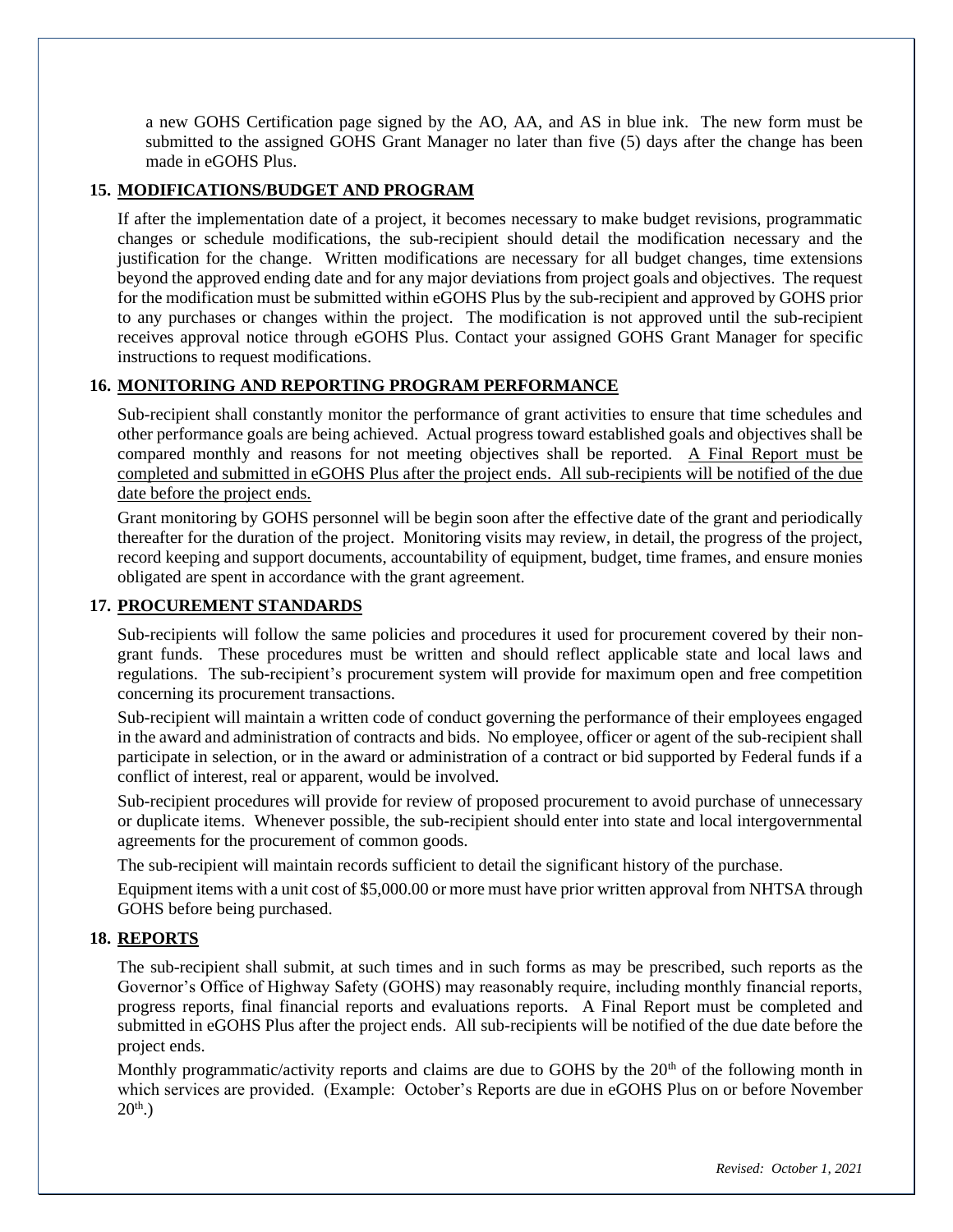a new GOHS Certification page signed by the AO, AA, and AS in blue ink. The new form must be submitted to the assigned GOHS Grant Manager no later than five (5) days after the change has been made in eGOHS Plus.

## 15. MODIFICATIONS/BUDGET AND PROGRAM

If after the implementation date of a project, it becomes necessary to make budget revisions, programmatic changes or schedule modifications, the sub-recipient should detail the modification necessary and the justification for the change. Written modifications are necessary for all budget changes, time extensions beyond the approved ending date and for any major deviations from project goals and objectives. The request for the modification must be submitted within eGOHS Plus by the sub-recipient and approved by GOHS prior to any purchases or changes within the project. The modification is not approved until the sub-recipient receives approval notice through eGOHS Plus. Contact your assigned GOHS Grant Manager for specific instructions to request modifications.

## 16. MONITORING AND REPORTING PROGRAM PERFORMANCE

Sub-recipient shall constantly monitor the performance of grant activities to ensure that time schedules and other performance goals are being achieved. Actual progress toward established goals and objectives shall be compared monthly and reasons for not meeting objectives shall be reported. A Final Report must be completed and submitted in eGOHS Plus after the project ends. All sub-recipients will be notified of the due date before the project ends.

Grant monitoring by GOHS personnel will be begin soon after the effective date of the grant and periodically thereafter for the duration of the project. Monitoring visits may review, in detail, the progress of the project, record keeping and support documents, accountability of equipment, budget, time frames, and ensure monies obligated are spent in accordance with the grant agreement.

## 17. PROCUREMENT STANDARDS

Sub-recipients will follow the same policies and procedures it used for procurement covered by their non-grant funds. These procedures must be written and should reflect applicable state and local laws and regulations. The sub-recipient's procurement system will provide for maximum open and free competition concerning its procurement transactions.

Sub-recipient will maintain a written code of conduct governing the performance of their employees engaged in the award and administration of contracts and bids. No employee, officer or agent of the sub-recipient shall participate in selection, or in the award or administration of a contract or bid supported by Federal funds if a conflict of interest, real or apparent, would be involved.

Sub-recipient procedures will provide for review of proposed procurement to avoid purchase of unnecessary or duplicate items. Whenever possible, the sub-recipient should enter into state and local intergovernmental agreements for the procurement of common goods.

The sub-recipient will maintain records sufficient to detail the significant history of the purchase.

Equipment items with a unit cost of $5,000.00 or more must have prior written approval from NHTSA through GOHS before being purchased.

## 18. REPORTS

The sub-recipient shall submit, at such times and in such forms as may be prescribed, such reports as the Governor's Office of Highway Safety (GOHS) may reasonably require, including monthly financial reports, progress reports, final financial reports and evaluations reports. A Final Report must be completed and submitted in eGOHS Plus after the project ends. All sub-recipients will be notified of the due date before the project ends.

Monthly programmatic/activity reports and claims are due to GOHS by the 20th of the following month in which services are provided. (Example: October's Reports are due in eGOHS Plus on or before November 20th.)

*Revised: October 1, 2021*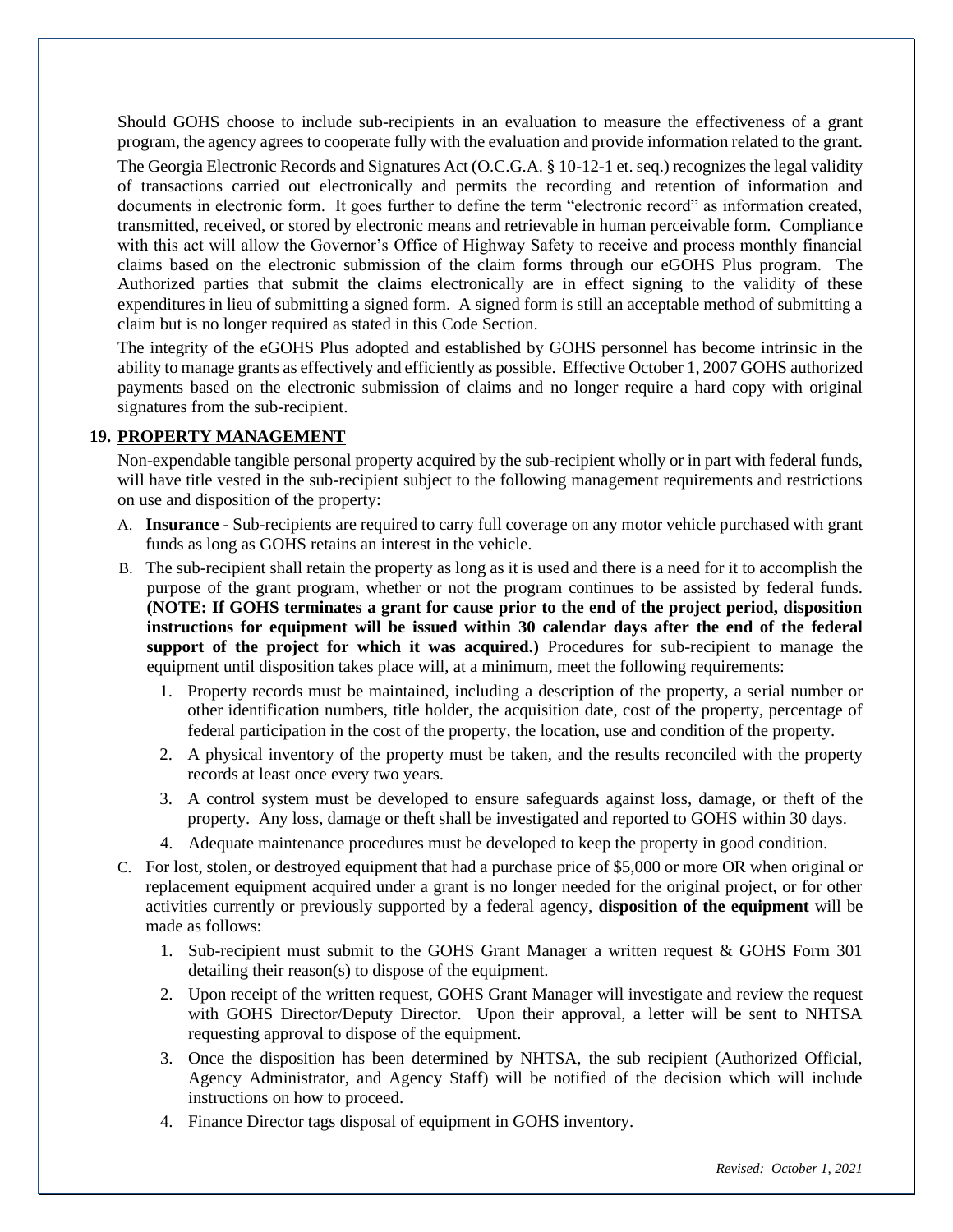Should GOHS choose to include sub-recipients in an evaluation to measure the effectiveness of a grant program, the agency agrees to cooperate fully with the evaluation and provide information related to the grant.

The Georgia Electronic Records and Signatures Act (O.C.G.A. § 10-12-1 et. seq.) recognizes the legal validity of transactions carried out electronically and permits the recording and retention of information and documents in electronic form. It goes further to define the term "electronic record" as information created, transmitted, received, or stored by electronic means and retrievable in human perceivable form. Compliance with this act will allow the Governor's Office of Highway Safety to receive and process monthly financial claims based on the electronic submission of the claim forms through our eGOHS Plus program. The Authorized parties that submit the claims electronically are in effect signing to the validity of these expenditures in lieu of submitting a signed form. A signed form is still an acceptable method of submitting a claim but is no longer required as stated in this Code Section.

The integrity of the eGOHS Plus adopted and established by GOHS personnel has become intrinsic in the ability to manage grants as effectively and efficiently as possible. Effective October 1, 2007 GOHS authorized payments based on the electronic submission of claims and no longer require a hard copy with original signatures from the sub-recipient.

## 19. PROPERTY MANAGEMENT

Non-expendable tangible personal property acquired by the sub-recipient wholly or in part with federal funds, will have title vested in the sub-recipient subject to the following management requirements and restrictions on use and disposition of the property:

A. **Insurance** - Sub-recipients are required to carry full coverage on any motor vehicle purchased with grant funds as long as GOHS retains an interest in the vehicle.

B. The sub-recipient shall retain the property as long as it is used and there is a need for it to accomplish the purpose of the grant program, whether or not the program continues to be assisted by federal funds. **(NOTE: If GOHS terminates a grant for cause prior to the end of the project period, disposition instructions for equipment will be issued within 30 calendar days after the end of the federal support of the project for which it was acquired.)** Procedures for sub-recipient to manage the equipment until disposition takes place will, at a minimum, meet the following requirements:

   1. Property records must be maintained, including a description of the property, a serial number or other identification numbers, title holder, the acquisition date, cost of the property, percentage of federal participation in the cost of the property, the location, use and condition of the property.
   2. A physical inventory of the property must be taken, and the results reconciled with the property records at least once every two years.
   3. A control system must be developed to ensure safeguards against loss, damage, or theft of the property. Any loss, damage or theft shall be investigated and reported to GOHS within 30 days.
   4. Adequate maintenance procedures must be developed to keep the property in good condition.

C. For lost, stolen, or destroyed equipment that had a purchase price of $5,000 or more OR when original or replacement equipment acquired under a grant is no longer needed for the original project, or for other activities currently or previously supported by a federal agency, **disposition of the equipment** will be made as follows:

   1. Sub-recipient must submit to the GOHS Grant Manager a written request & GOHS Form 301 detailing their reason(s) to dispose of the equipment.
   2. Upon receipt of the written request, GOHS Grant Manager will investigate and review the request with GOHS Director/Deputy Director. Upon their approval, a letter will be sent to NHTSA requesting approval to dispose of the equipment.
   3. Once the disposition has been determined by NHTSA, the sub recipient (Authorized Official, Agency Administrator, and Agency Staff) will be notified of the decision which will include instructions on how to proceed.
   4. Finance Director tags disposal of equipment in GOHS inventory.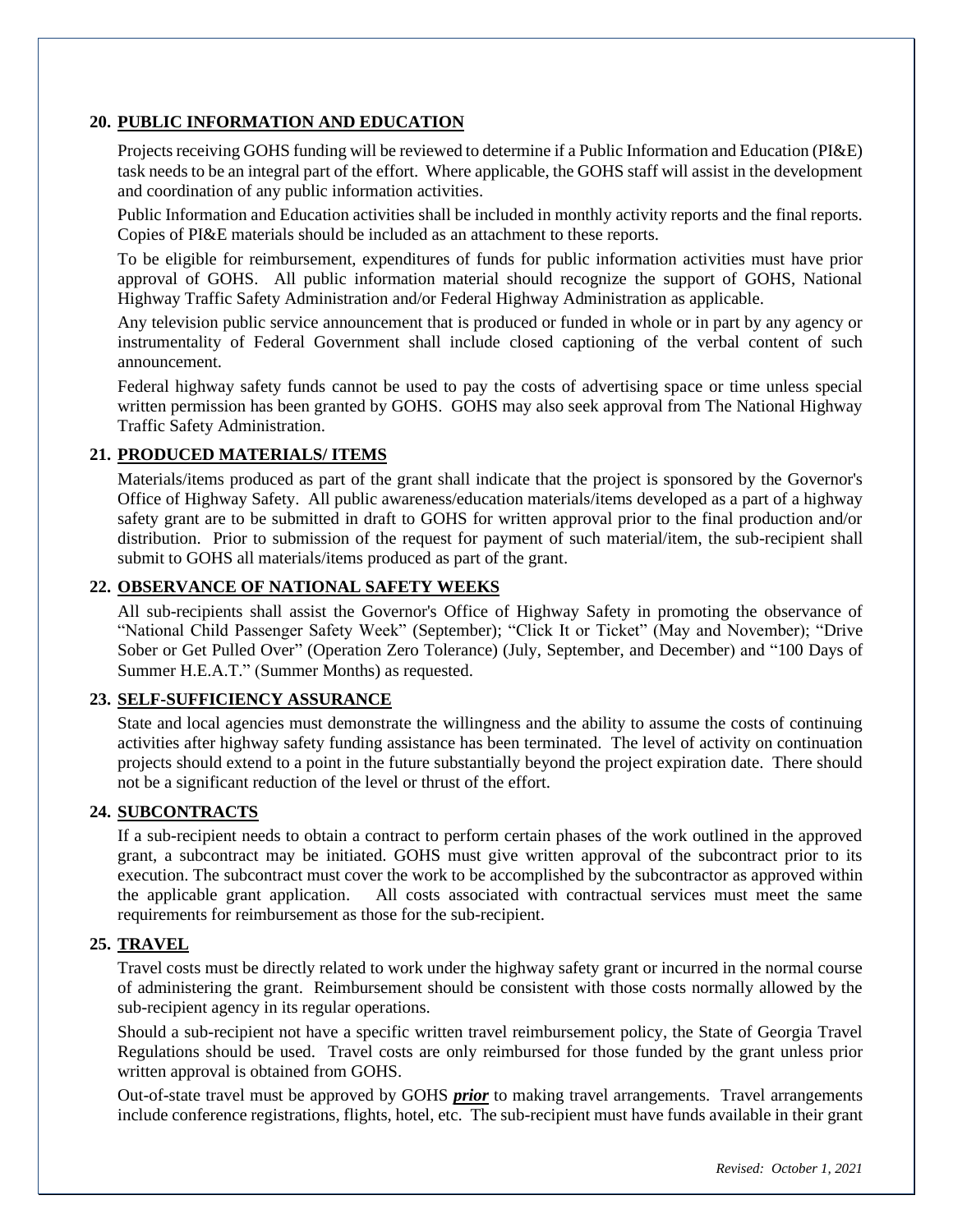## 20. PUBLIC INFORMATION AND EDUCATION

Projects receiving GOHS funding will be reviewed to determine if a Public Information and Education (PI&E) task needs to be an integral part of the effort. Where applicable, the GOHS staff will assist in the development and coordination of any public information activities.

Public Information and Education activities shall be included in monthly activity reports and the final reports. Copies of PI&E materials should be included as an attachment to these reports.

To be eligible for reimbursement, expenditures of funds for public information activities must have prior approval of GOHS. All public information material should recognize the support of GOHS, National Highway Traffic Safety Administration and/or Federal Highway Administration as applicable.

Any television public service announcement that is produced or funded in whole or in part by any agency or instrumentality of Federal Government shall include closed captioning of the verbal content of such announcement.

Federal highway safety funds cannot be used to pay the costs of advertising space or time unless special written permission has been granted by GOHS. GOHS may also seek approval from The National Highway Traffic Safety Administration.

## 21. PRODUCED MATERIALS/ ITEMS

Materials/items produced as part of the grant shall indicate that the project is sponsored by the Governor's Office of Highway Safety. All public awareness/education materials/items developed as a part of a highway safety grant are to be submitted in draft to GOHS for written approval prior to the final production and/or distribution. Prior to submission of the request for payment of such material/item, the sub-recipient shall submit to GOHS all materials/items produced as part of the grant.

## 22. OBSERVANCE OF NATIONAL SAFETY WEEKS

All sub-recipients shall assist the Governor's Office of Highway Safety in promoting the observance of "National Child Passenger Safety Week" (September); "Click It or Ticket" (May and November); "Drive Sober or Get Pulled Over" (Operation Zero Tolerance) (July, September, and December) and "100 Days of Summer H.E.A.T." (Summer Months) as requested.

## 23. SELF-SUFFICIENCY ASSURANCE

State and local agencies must demonstrate the willingness and the ability to assume the costs of continuing activities after highway safety funding assistance has been terminated. The level of activity on continuation projects should extend to a point in the future substantially beyond the project expiration date. There should not be a significant reduction of the level or thrust of the effort.

## 24. SUBCONTRACTS

If a sub-recipient needs to obtain a contract to perform certain phases of the work outlined in the approved grant, a subcontract may be initiated. GOHS must give written approval of the subcontract prior to its execution. The subcontract must cover the work to be accomplished by the subcontractor as approved within the applicable grant application. All costs associated with contractual services must meet the same requirements for reimbursement as those for the sub-recipient.

## 25. TRAVEL

Travel costs must be directly related to work under the highway safety grant or incurred in the normal course of administering the grant. Reimbursement should be consistent with those costs normally allowed by the sub-recipient agency in its regular operations.

Should a sub-recipient not have a specific written travel reimbursement policy, the State of Georgia Travel Regulations should be used. Travel costs are only reimbursed for those funded by the grant unless prior written approval is obtained from GOHS.

Out-of-state travel must be approved by GOHS ***prior*** to making travel arrangements. Travel arrangements include conference registrations, flights, hotel, etc. The sub-recipient must have funds available in their grant

*Revised: October 1, 2021*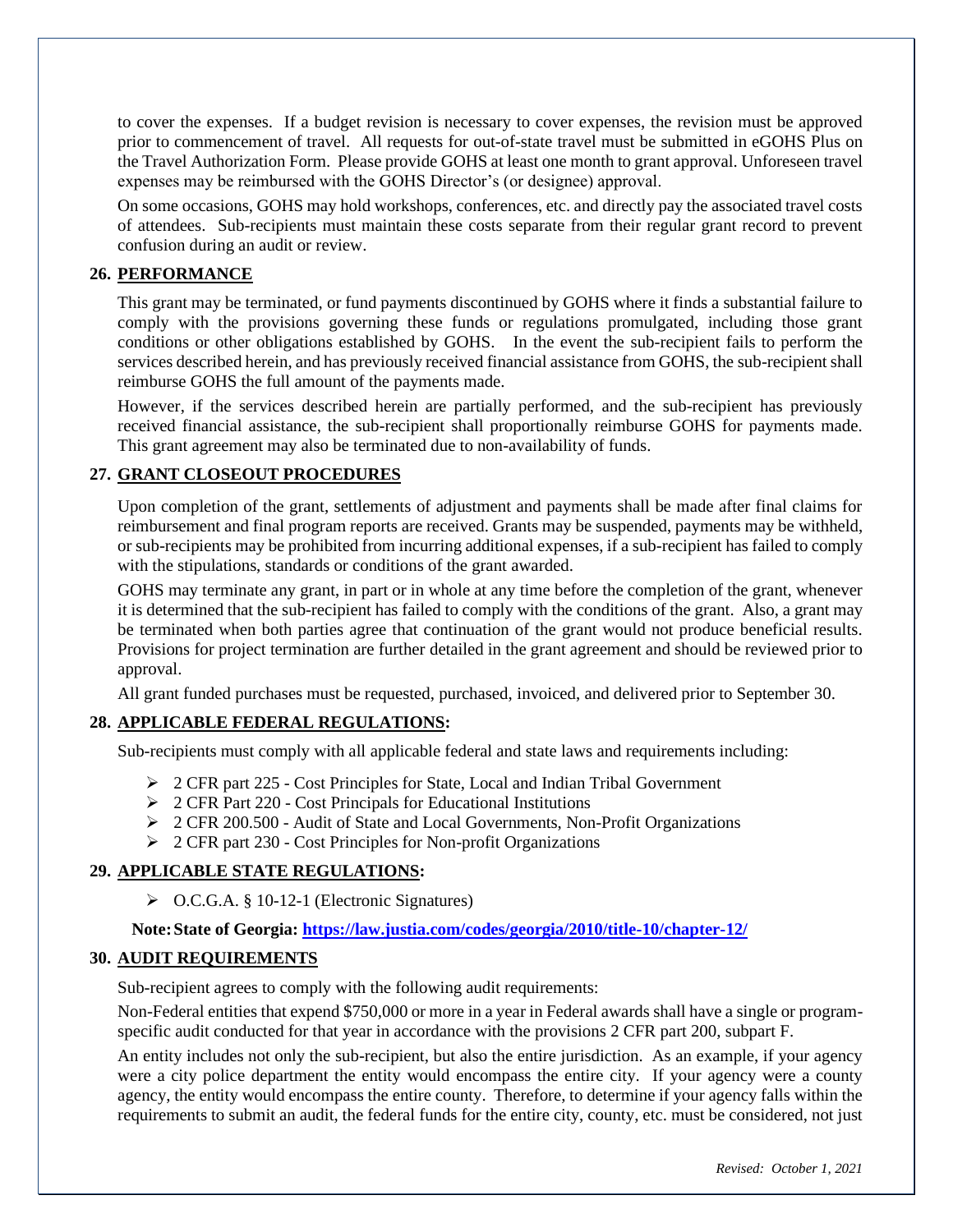to cover the expenses. If a budget revision is necessary to cover expenses, the revision must be approved prior to commencement of travel. All requests for out-of-state travel must be submitted in eGOHS Plus on the Travel Authorization Form. Please provide GOHS at least one month to grant approval. Unforeseen travel expenses may be reimbursed with the GOHS Director's (or designee) approval.

On some occasions, GOHS may hold workshops, conferences, etc. and directly pay the associated travel costs of attendees. Sub-recipients must maintain these costs separate from their regular grant record to prevent confusion during an audit or review.

## 26. PERFORMANCE

This grant may be terminated, or fund payments discontinued by GOHS where it finds a substantial failure to comply with the provisions governing these funds or regulations promulgated, including those grant conditions or other obligations established by GOHS. In the event the sub-recipient fails to perform the services described herein, and has previously received financial assistance from GOHS, the sub-recipient shall reimburse GOHS the full amount of the payments made.

However, if the services described herein are partially performed, and the sub-recipient has previously received financial assistance, the sub-recipient shall proportionally reimburse GOHS for payments made. This grant agreement may also be terminated due to non-availability of funds.

## 27. GRANT CLOSEOUT PROCEDURES

Upon completion of the grant, settlements of adjustment and payments shall be made after final claims for reimbursement and final program reports are received. Grants may be suspended, payments may be withheld, or sub-recipients may be prohibited from incurring additional expenses, if a sub-recipient has failed to comply with the stipulations, standards or conditions of the grant awarded.

GOHS may terminate any grant, in part or in whole at any time before the completion of the grant, whenever it is determined that the sub-recipient has failed to comply with the conditions of the grant. Also, a grant may be terminated when both parties agree that continuation of the grant would not produce beneficial results. Provisions for project termination are further detailed in the grant agreement and should be reviewed prior to approval.

All grant funded purchases must be requested, purchased, invoiced, and delivered prior to September 30.

## 28. APPLICABLE FEDERAL REGULATIONS:

Sub-recipients must comply with all applicable federal and state laws and requirements including:

- 2 CFR part 225 - Cost Principles for State, Local and Indian Tribal Government
- 2 CFR Part 220 - Cost Principals for Educational Institutions
- 2 CFR 200.500 - Audit of State and Local Governments, Non-Profit Organizations
- 2 CFR part 230 - Cost Principles for Non-profit Organizations

## 29. APPLICABLE STATE REGULATIONS:

- O.C.G.A. § 10-12-1 (Electronic Signatures)

**Note: State of Georgia: [https://law.justia.com/codes/georgia/2010/title-10/chapter-12/](https://law.justia.com/codes/georgia/2010/title-10/chapter-12/)**

## 30. AUDIT REQUIREMENTS

Sub-recipient agrees to comply with the following audit requirements:

Non-Federal entities that expend $750,000 or more in a year in Federal awards shall have a single or program-specific audit conducted for that year in accordance with the provisions 2 CFR part 200, subpart F.

An entity includes not only the sub-recipient, but also the entire jurisdiction. As an example, if your agency were a city police department the entity would encompass the entire city. If your agency were a county agency, the entity would encompass the entire county. Therefore, to determine if your agency falls within the requirements to submit an audit, the federal funds for the entire city, county, etc. must be considered, not just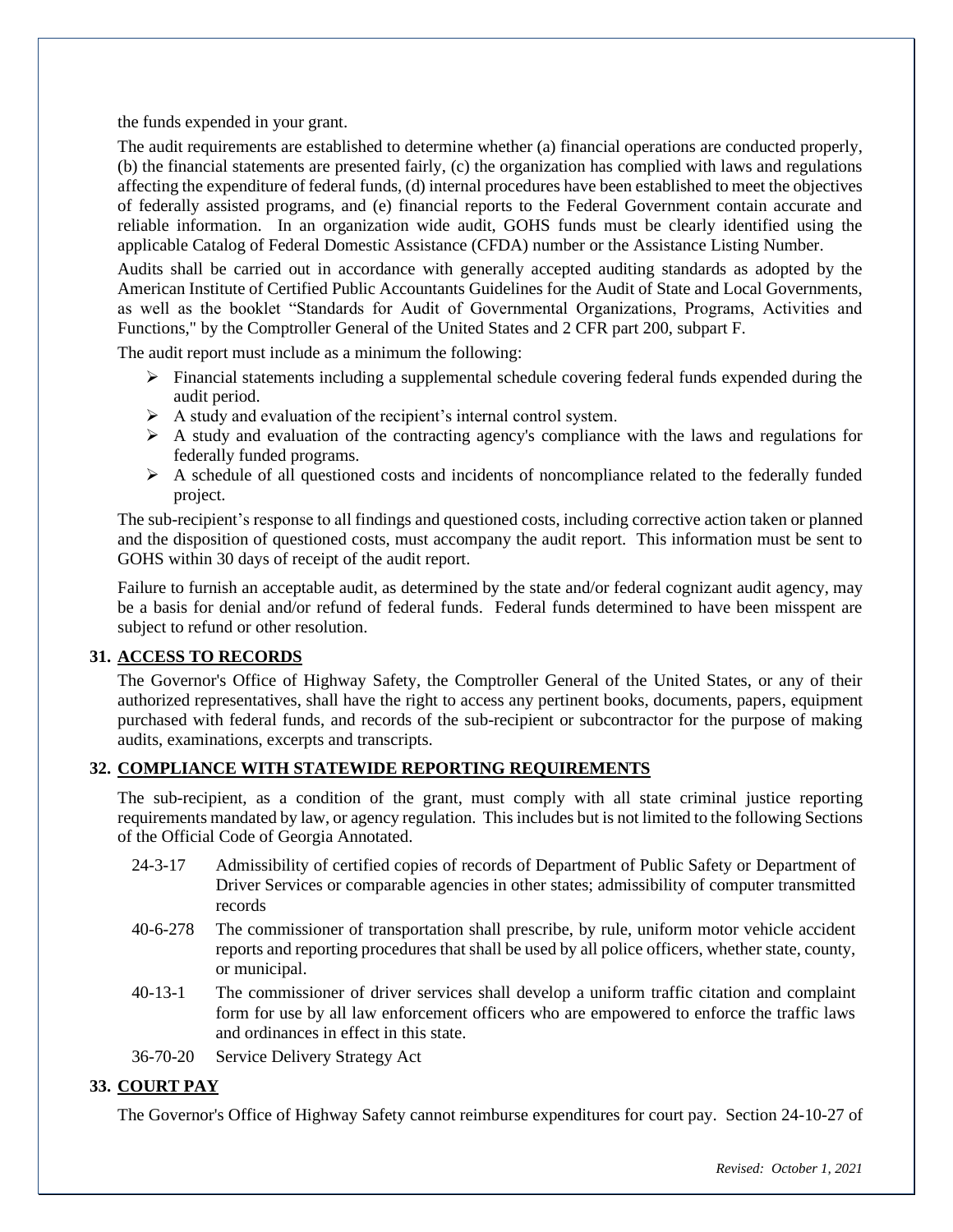the funds expended in your grant.

The audit requirements are established to determine whether (a) financial operations are conducted properly, (b) the financial statements are presented fairly, (c) the organization has complied with laws and regulations affecting the expenditure of federal funds, (d) internal procedures have been established to meet the objectives of federally assisted programs, and (e) financial reports to the Federal Government contain accurate and reliable information. In an organization wide audit, GOHS funds must be clearly identified using the applicable Catalog of Federal Domestic Assistance (CFDA) number or the Assistance Listing Number.

Audits shall be carried out in accordance with generally accepted auditing standards as adopted by the American Institute of Certified Public Accountants Guidelines for the Audit of State and Local Governments, as well as the booklet "Standards for Audit of Governmental Organizations, Programs, Activities and Functions," by the Comptroller General of the United States and 2 CFR part 200, subpart F.

The audit report must include as a minimum the following:

- Financial statements including a supplemental schedule covering federal funds expended during the audit period.
- A study and evaluation of the recipient's internal control system.
- A study and evaluation of the contracting agency's compliance with the laws and regulations for federally funded programs.
- A schedule of all questioned costs and incidents of noncompliance related to the federally funded project.

The sub-recipient's response to all findings and questioned costs, including corrective action taken or planned and the disposition of questioned costs, must accompany the audit report. This information must be sent to GOHS within 30 days of receipt of the audit report.

Failure to furnish an acceptable audit, as determined by the state and/or federal cognizant audit agency, may be a basis for denial and/or refund of federal funds. Federal funds determined to have been misspent are subject to refund or other resolution.

## 31. ACCESS TO RECORDS

The Governor's Office of Highway Safety, the Comptroller General of the United States, or any of their authorized representatives, shall have the right to access any pertinent books, documents, papers, equipment purchased with federal funds, and records of the sub-recipient or subcontractor for the purpose of making audits, examinations, excerpts and transcripts.

## 32. COMPLIANCE WITH STATEWIDE REPORTING REQUIREMENTS

The sub-recipient, as a condition of the grant, must comply with all state criminal justice reporting requirements mandated by law, or agency regulation. This includes but is not limited to the following Sections of the Official Code of Georgia Annotated.

- 24-3-17 Admissibility of certified copies of records of Department of Public Safety or Department of Driver Services or comparable agencies in other states; admissibility of computer transmitted records
- 40-6-278 The commissioner of transportation shall prescribe, by rule, uniform motor vehicle accident reports and reporting procedures that shall be used by all police officers, whether state, county, or municipal.
- 40-13-1 The commissioner of driver services shall develop a uniform traffic citation and complaint form for use by all law enforcement officers who are empowered to enforce the traffic laws and ordinances in effect in this state.
- 36-70-20 Service Delivery Strategy Act

## 33. COURT PAY

The Governor's Office of Highway Safety cannot reimburse expenditures for court pay. Section 24-10-27 of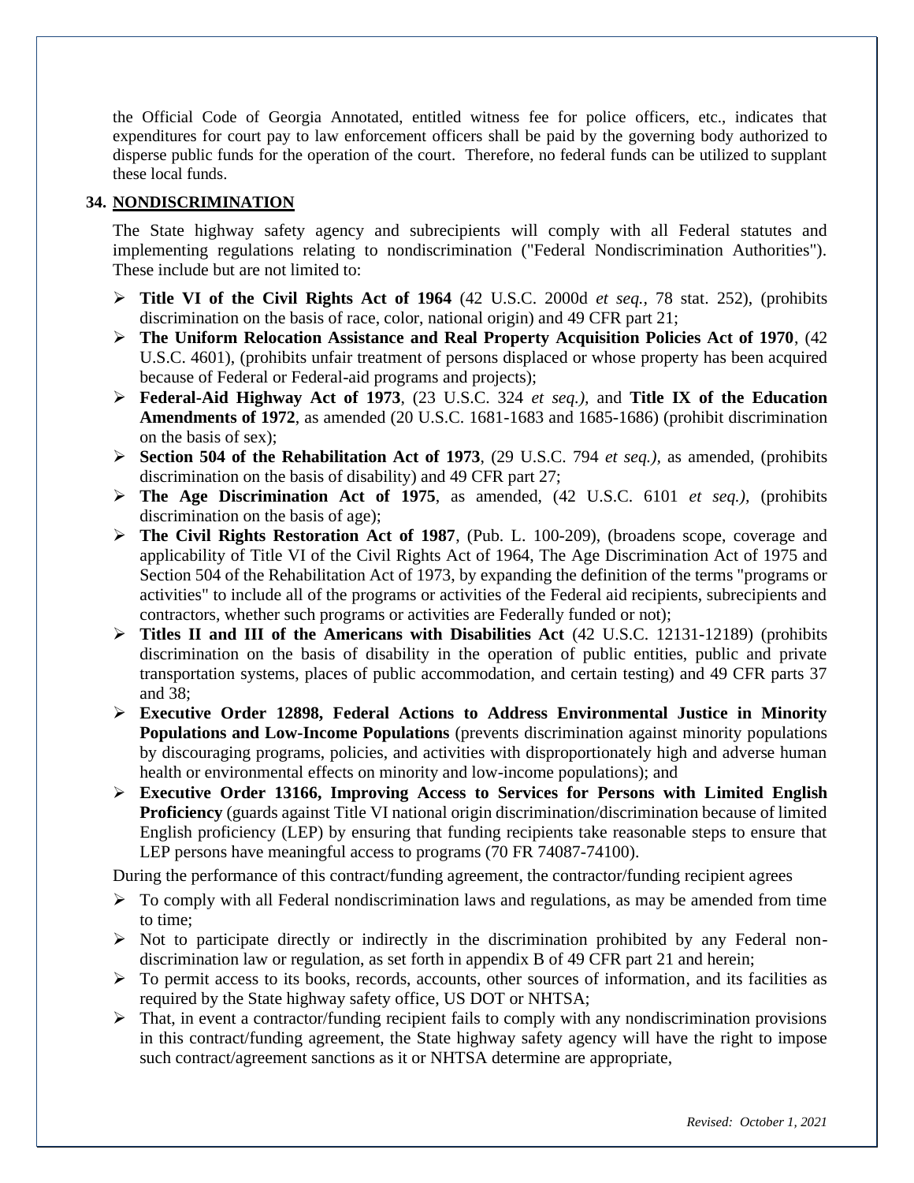the Official Code of Georgia Annotated, entitled witness fee for police officers, etc., indicates that expenditures for court pay to law enforcement officers shall be paid by the governing body authorized to disperse public funds for the operation of the court. Therefore, no federal funds can be utilized to supplant these local funds.

**34. NONDISCRIMINATION**

The State highway safety agency and subrecipients will comply with all Federal statutes and implementing regulations relating to nondiscrimination ("Federal Nondiscrimination Authorities"). These include but are not limited to:

- **Title VI of the Civil Rights Act of 1964** (42 U.S.C. 2000d *et seq.*, 78 stat. 252), (prohibits discrimination on the basis of race, color, national origin) and 49 CFR part 21;
- **The Uniform Relocation Assistance and Real Property Acquisition Policies Act of 1970**, (42 U.S.C. 4601), (prohibits unfair treatment of persons displaced or whose property has been acquired because of Federal or Federal-aid programs and projects);
- **Federal-Aid Highway Act of 1973**, (23 U.S.C. 324 *et seq.),* and **Title IX of the Education Amendments of 1972**, as amended (20 U.S.C. 1681-1683 and 1685-1686) (prohibit discrimination on the basis of sex);
- **Section 504 of the Rehabilitation Act of 1973**, (29 U.S.C. 794 *et seq.),* as amended, (prohibits discrimination on the basis of disability) and 49 CFR part 27;
- **The Age Discrimination Act of 1975**, as amended, (42 U.S.C. 6101 *et seq.),* (prohibits discrimination on the basis of age);
- **The Civil Rights Restoration Act of 1987**, (Pub. L. 100-209), (broadens scope, coverage and applicability of Title VI of the Civil Rights Act of 1964, The Age Discrimination Act of 1975 and Section 504 of the Rehabilitation Act of 1973, by expanding the definition of the terms "programs or activities" to include all of the programs or activities of the Federal aid recipients, subrecipients and contractors, whether such programs or activities are Federally funded or not);
- **Titles II and III of the Americans with Disabilities Act** (42 U.S.C. 12131-12189) (prohibits discrimination on the basis of disability in the operation of public entities, public and private transportation systems, places of public accommodation, and certain testing) and 49 CFR parts 37 and 38;
- **Executive Order 12898, Federal Actions to Address Environmental Justice in Minority Populations and Low-Income Populations** (prevents discrimination against minority populations by discouraging programs, policies, and activities with disproportionately high and adverse human health or environmental effects on minority and low-income populations); and
- **Executive Order 13166, Improving Access to Services for Persons with Limited English Proficiency** (guards against Title VI national origin discrimination/discrimination because of limited English proficiency (LEP) by ensuring that funding recipients take reasonable steps to ensure that LEP persons have meaningful access to programs (70 FR 74087-74100).

During the performance of this contract/funding agreement, the contractor/funding recipient agrees

- To comply with all Federal nondiscrimination laws and regulations, as may be amended from time to time;
- Not to participate directly or indirectly in the discrimination prohibited by any Federal non-discrimination law or regulation, as set forth in appendix B of 49 CFR part 21 and herein;
- To permit access to its books, records, accounts, other sources of information, and its facilities as required by the State highway safety office, US DOT or NHTSA;
- That, in event a contractor/funding recipient fails to comply with any nondiscrimination provisions in this contract/funding agreement, the State highway safety agency will have the right to impose such contract/agreement sanctions as it or NHTSA determine are appropriate,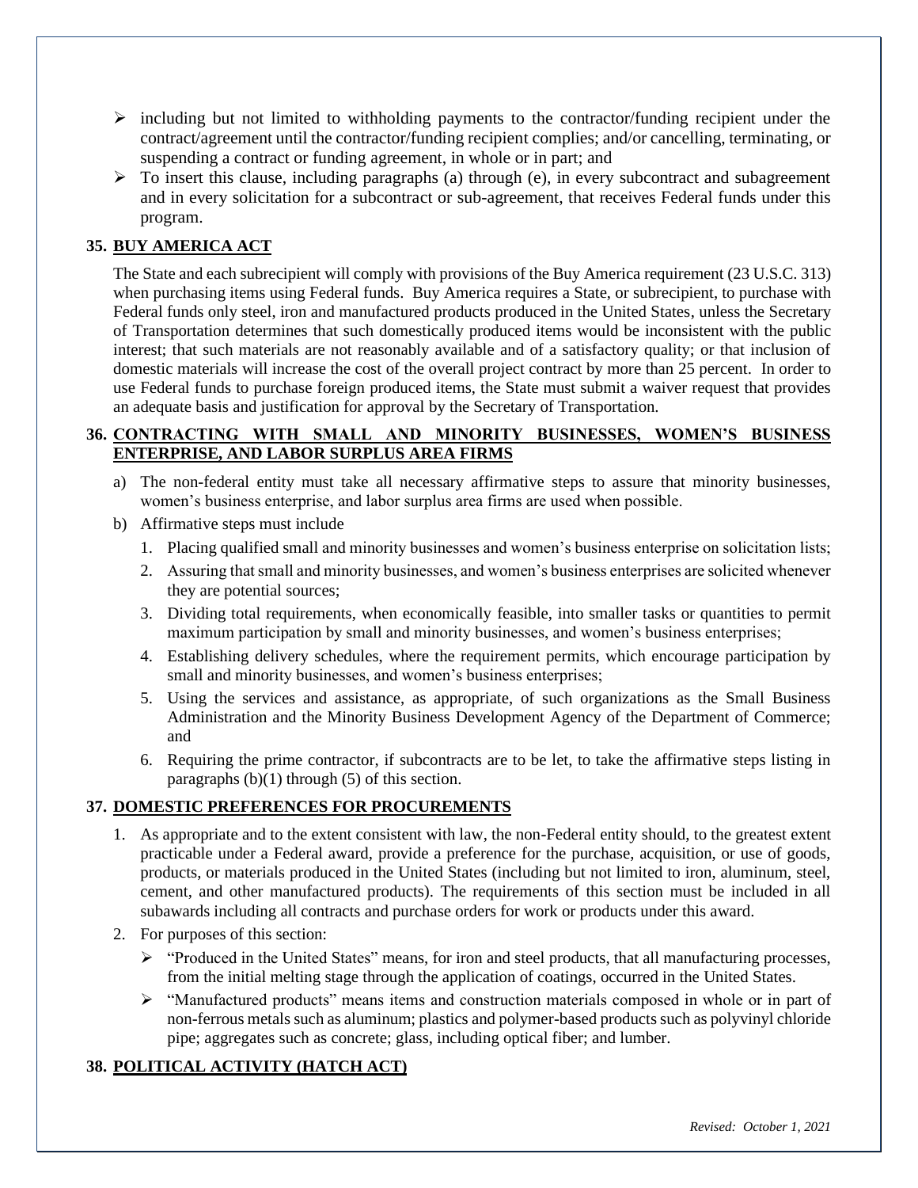- including but not limited to withholding payments to the contractor/funding recipient under the contract/agreement until the contractor/funding recipient complies; and/or cancelling, terminating, or suspending a contract or funding agreement, in whole or in part; and
- To insert this clause, including paragraphs (a) through (e), in every subcontract and subagreement and in every solicitation for a subcontract or sub-agreement, that receives Federal funds under this program.

### 35. BUY AMERICA ACT

The State and each subrecipient will comply with provisions of the Buy America requirement (23 U.S.C. 313) when purchasing items using Federal funds. Buy America requires a State, or subrecipient, to purchase with Federal funds only steel, iron and manufactured products produced in the United States, unless the Secretary of Transportation determines that such domestically produced items would be inconsistent with the public interest; that such materials are not reasonably available and of a satisfactory quality; or that inclusion of domestic materials will increase the cost of the overall project contract by more than 25 percent. In order to use Federal funds to purchase foreign produced items, the State must submit a waiver request that provides an adequate basis and justification for approval by the Secretary of Transportation.

### 36. CONTRACTING WITH SMALL AND MINORITY BUSINESSES, WOMEN'S BUSINESS ENTERPRISE, AND LABOR SURPLUS AREA FIRMS

a) The non-federal entity must take all necessary affirmative steps to assure that minority businesses, women's business enterprise, and labor surplus area firms are used when possible.

b) Affirmative steps must include

1. Placing qualified small and minority businesses and women's business enterprise on solicitation lists;
2. Assuring that small and minority businesses, and women's business enterprises are solicited whenever they are potential sources;
3. Dividing total requirements, when economically feasible, into smaller tasks or quantities to permit maximum participation by small and minority businesses, and women's business enterprises;
4. Establishing delivery schedules, where the requirement permits, which encourage participation by small and minority businesses, and women's business enterprises;
5. Using the services and assistance, as appropriate, of such organizations as the Small Business Administration and the Minority Business Development Agency of the Department of Commerce; and
6. Requiring the prime contractor, if subcontracts are to be let, to take the affirmative steps listing in paragraphs (b)(1) through (5) of this section.

### 37. DOMESTIC PREFERENCES FOR PROCUREMENTS

1. As appropriate and to the extent consistent with law, the non-Federal entity should, to the greatest extent practicable under a Federal award, provide a preference for the purchase, acquisition, or use of goods, products, or materials produced in the United States (including but not limited to iron, aluminum, steel, cement, and other manufactured products). The requirements of this section must be included in all subawards including all contracts and purchase orders for work or products under this award.
2. For purposes of this section:
   - "Produced in the United States" means, for iron and steel products, that all manufacturing processes, from the initial melting stage through the application of coatings, occurred in the United States.
   - "Manufactured products" means items and construction materials composed in whole or in part of non-ferrous metals such as aluminum; plastics and polymer-based products such as polyvinyl chloride pipe; aggregates such as concrete; glass, including optical fiber; and lumber.

### 38. POLITICAL ACTIVITY (HATCH ACT)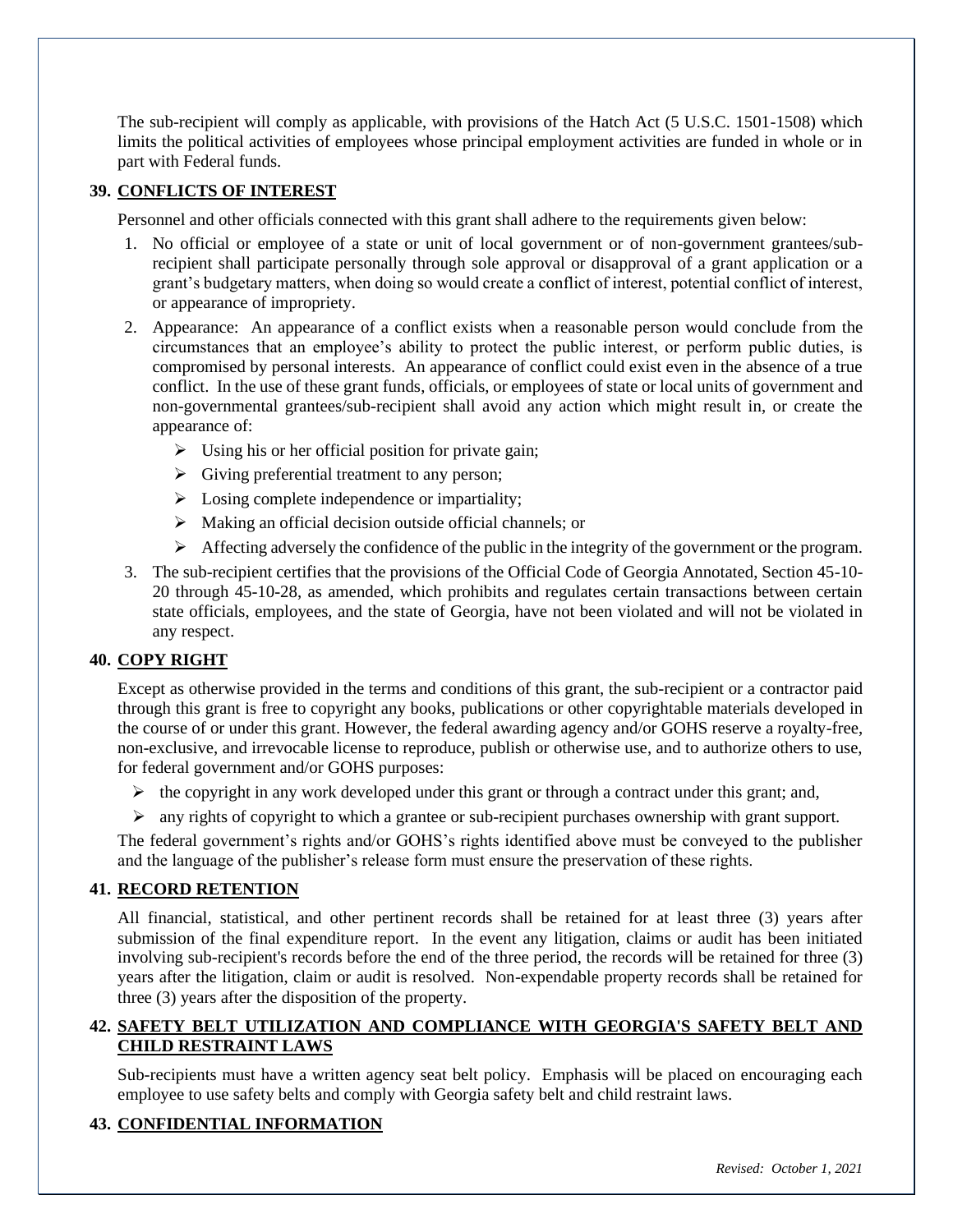The sub-recipient will comply as applicable, with provisions of the Hatch Act (5 U.S.C. 1501-1508) which limits the political activities of employees whose principal employment activities are funded in whole or in part with Federal funds.

## 39. CONFLICTS OF INTEREST

Personnel and other officials connected with this grant shall adhere to the requirements given below:

1. No official or employee of a state or unit of local government or of non-government grantees/sub-recipient shall participate personally through sole approval or disapproval of a grant application or a grant's budgetary matters, when doing so would create a conflict of interest, potential conflict of interest, or appearance of impropriety.
2. Appearance: An appearance of a conflict exists when a reasonable person would conclude from the circumstances that an employee's ability to protect the public interest, or perform public duties, is compromised by personal interests. An appearance of conflict could exist even in the absence of a true conflict. In the use of these grant funds, officials, or employees of state or local units of government and non-governmental grantees/sub-recipient shall avoid any action which might result in, or create the appearance of:
   - Using his or her official position for private gain;
   - Giving preferential treatment to any person;
   - Losing complete independence or impartiality;
   - Making an official decision outside official channels; or
   - Affecting adversely the confidence of the public in the integrity of the government or the program.
3. The sub-recipient certifies that the provisions of the Official Code of Georgia Annotated, Section 45-10-20 through 45-10-28, as amended, which prohibits and regulates certain transactions between certain state officials, employees, and the state of Georgia, have not been violated and will not be violated in any respect.

## 40. COPY RIGHT

Except as otherwise provided in the terms and conditions of this grant, the sub-recipient or a contractor paid through this grant is free to copyright any books, publications or other copyrightable materials developed in the course of or under this grant. However, the federal awarding agency and/or GOHS reserve a royalty-free, non-exclusive, and irrevocable license to reproduce, publish or otherwise use, and to authorize others to use, for federal government and/or GOHS purposes:

- the copyright in any work developed under this grant or through a contract under this grant; and,
- any rights of copyright to which a grantee or sub-recipient purchases ownership with grant support.

The federal government's rights and/or GOHS's rights identified above must be conveyed to the publisher and the language of the publisher's release form must ensure the preservation of these rights.

## 41. RECORD RETENTION

All financial, statistical, and other pertinent records shall be retained for at least three (3) years after submission of the final expenditure report. In the event any litigation, claims or audit has been initiated involving sub-recipient's records before the end of the three period, the records will be retained for three (3) years after the litigation, claim or audit is resolved. Non-expendable property records shall be retained for three (3) years after the disposition of the property.

## 42. SAFETY BELT UTILIZATION AND COMPLIANCE WITH GEORGIA'S SAFETY BELT AND CHILD RESTRAINT LAWS

Sub-recipients must have a written agency seat belt policy. Emphasis will be placed on encouraging each employee to use safety belts and comply with Georgia safety belt and child restraint laws.

## 43. CONFIDENTIAL INFORMATION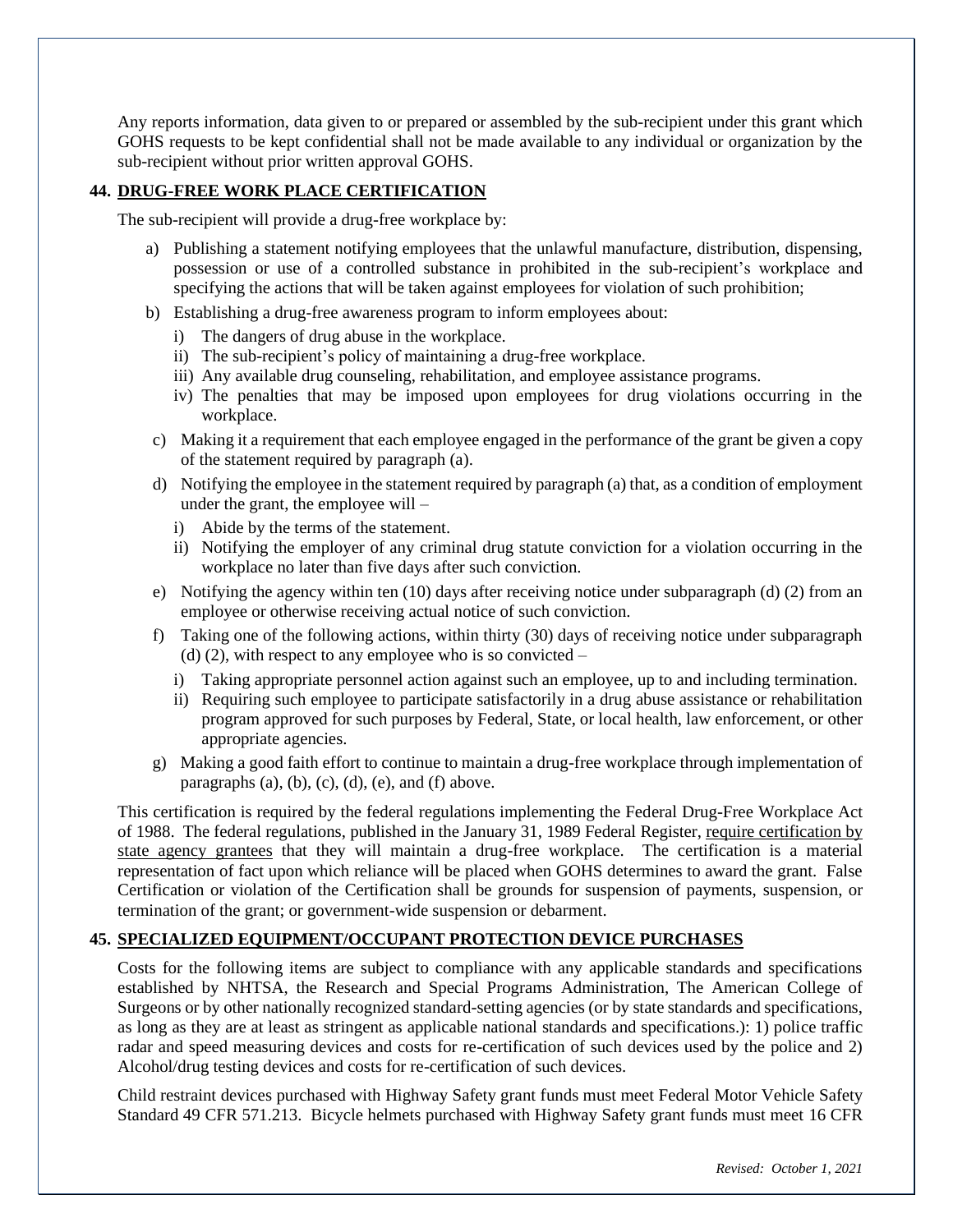Any reports information, data given to or prepared or assembled by the sub-recipient under this grant which GOHS requests to be kept confidential shall not be made available to any individual or organization by the sub-recipient without prior written approval GOHS.

### 44. DRUG-FREE WORK PLACE CERTIFICATION

The sub-recipient will provide a drug-free workplace by:

a) Publishing a statement notifying employees that the unlawful manufacture, distribution, dispensing, possession or use of a controlled substance in prohibited in the sub-recipient's workplace and specifying the actions that will be taken against employees for violation of such prohibition;

b) Establishing a drug-free awareness program to inform employees about:
   i) The dangers of drug abuse in the workplace.
   ii) The sub-recipient's policy of maintaining a drug-free workplace.
   iii) Any available drug counseling, rehabilitation, and employee assistance programs.
   iv) The penalties that may be imposed upon employees for drug violations occurring in the workplace.

c) Making it a requirement that each employee engaged in the performance of the grant be given a copy of the statement required by paragraph (a).

d) Notifying the employee in the statement required by paragraph (a) that, as a condition of employment under the grant, the employee will –
   i) Abide by the terms of the statement.
   ii) Notifying the employer of any criminal drug statute conviction for a violation occurring in the workplace no later than five days after such conviction.

e) Notifying the agency within ten (10) days after receiving notice under subparagraph (d) (2) from an employee or otherwise receiving actual notice of such conviction.

f) Taking one of the following actions, within thirty (30) days of receiving notice under subparagraph (d) (2), with respect to any employee who is so convicted –
   i) Taking appropriate personnel action against such an employee, up to and including termination.
   ii) Requiring such employee to participate satisfactorily in a drug abuse assistance or rehabilitation program approved for such purposes by Federal, State, or local health, law enforcement, or other appropriate agencies.

g) Making a good faith effort to continue to maintain a drug-free workplace through implementation of paragraphs (a), (b), (c), (d), (e), and (f) above.

This certification is required by the federal regulations implementing the Federal Drug-Free Workplace Act of 1988. The federal regulations, published in the January 31, 1989 Federal Register, require certification by state agency grantees that they will maintain a drug-free workplace. The certification is a material representation of fact upon which reliance will be placed when GOHS determines to award the grant. False Certification or violation of the Certification shall be grounds for suspension of payments, suspension, or termination of the grant; or government-wide suspension or debarment.

### 45. SPECIALIZED EQUIPMENT/OCCUPANT PROTECTION DEVICE PURCHASES

Costs for the following items are subject to compliance with any applicable standards and specifications established by NHTSA, the Research and Special Programs Administration, The American College of Surgeons or by other nationally recognized standard-setting agencies (or by state standards and specifications, as long as they are at least as stringent as applicable national standards and specifications.): 1) police traffic radar and speed measuring devices and costs for re-certification of such devices used by the police and 2) Alcohol/drug testing devices and costs for re-certification of such devices.

Child restraint devices purchased with Highway Safety grant funds must meet Federal Motor Vehicle Safety Standard 49 CFR 571.213. Bicycle helmets purchased with Highway Safety grant funds must meet 16 CFR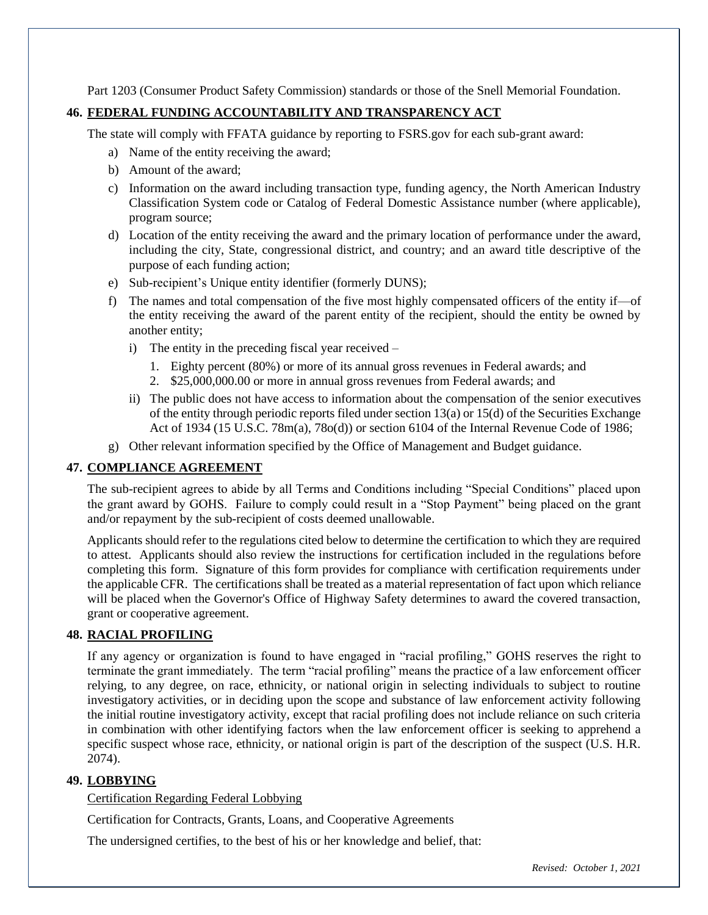Part 1203 (Consumer Product Safety Commission) standards or those of the Snell Memorial Foundation.

**46. FEDERAL FUNDING ACCOUNTABILITY AND TRANSPARENCY ACT**

The state will comply with FFATA guidance by reporting to FSRS.gov for each sub-grant award:

a) Name of the entity receiving the award;

b) Amount of the award;

c) Information on the award including transaction type, funding agency, the North American Industry Classification System code or Catalog of Federal Domestic Assistance number (where applicable), program source;

d) Location of the entity receiving the award and the primary location of performance under the award, including the city, State, congressional district, and country; and an award title descriptive of the purpose of each funding action;

e) Sub-recipient's Unique entity identifier (formerly DUNS);

f) The names and total compensation of the five most highly compensated officers of the entity if—of the entity receiving the award of the parent entity of the recipient, should the entity be owned by another entity;

   i) The entity in the preceding fiscal year received –

      1. Eighty percent (80%) or more of its annual gross revenues in Federal awards; and
      2. $25,000,000.00 or more in annual gross revenues from Federal awards; and

   ii) The public does not have access to information about the compensation of the senior executives of the entity through periodic reports filed under section 13(a) or 15(d) of the Securities Exchange Act of 1934 (15 U.S.C. 78m(a), 78o(d)) or section 6104 of the Internal Revenue Code of 1986;

g) Other relevant information specified by the Office of Management and Budget guidance.

**47. COMPLIANCE AGREEMENT**

The sub-recipient agrees to abide by all Terms and Conditions including "Special Conditions" placed upon the grant award by GOHS. Failure to comply could result in a "Stop Payment" being placed on the grant and/or repayment by the sub-recipient of costs deemed unallowable.

Applicants should refer to the regulations cited below to determine the certification to which they are required to attest. Applicants should also review the instructions for certification included in the regulations before completing this form. Signature of this form provides for compliance with certification requirements under the applicable CFR. The certifications shall be treated as a material representation of fact upon which reliance will be placed when the Governor's Office of Highway Safety determines to award the covered transaction, grant or cooperative agreement.

**48. RACIAL PROFILING**

If any agency or organization is found to have engaged in "racial profiling," GOHS reserves the right to terminate the grant immediately. The term "racial profiling" means the practice of a law enforcement officer relying, to any degree, on race, ethnicity, or national origin in selecting individuals to subject to routine investigatory activities, or in deciding upon the scope and substance of law enforcement activity following the initial routine investigatory activity, except that racial profiling does not include reliance on such criteria in combination with other identifying factors when the law enforcement officer is seeking to apprehend a specific suspect whose race, ethnicity, or national origin is part of the description of the suspect (U.S. H.R. 2074).

**49. LOBBYING**

Certification Regarding Federal Lobbying

Certification for Contracts, Grants, Loans, and Cooperative Agreements

The undersigned certifies, to the best of his or her knowledge and belief, that: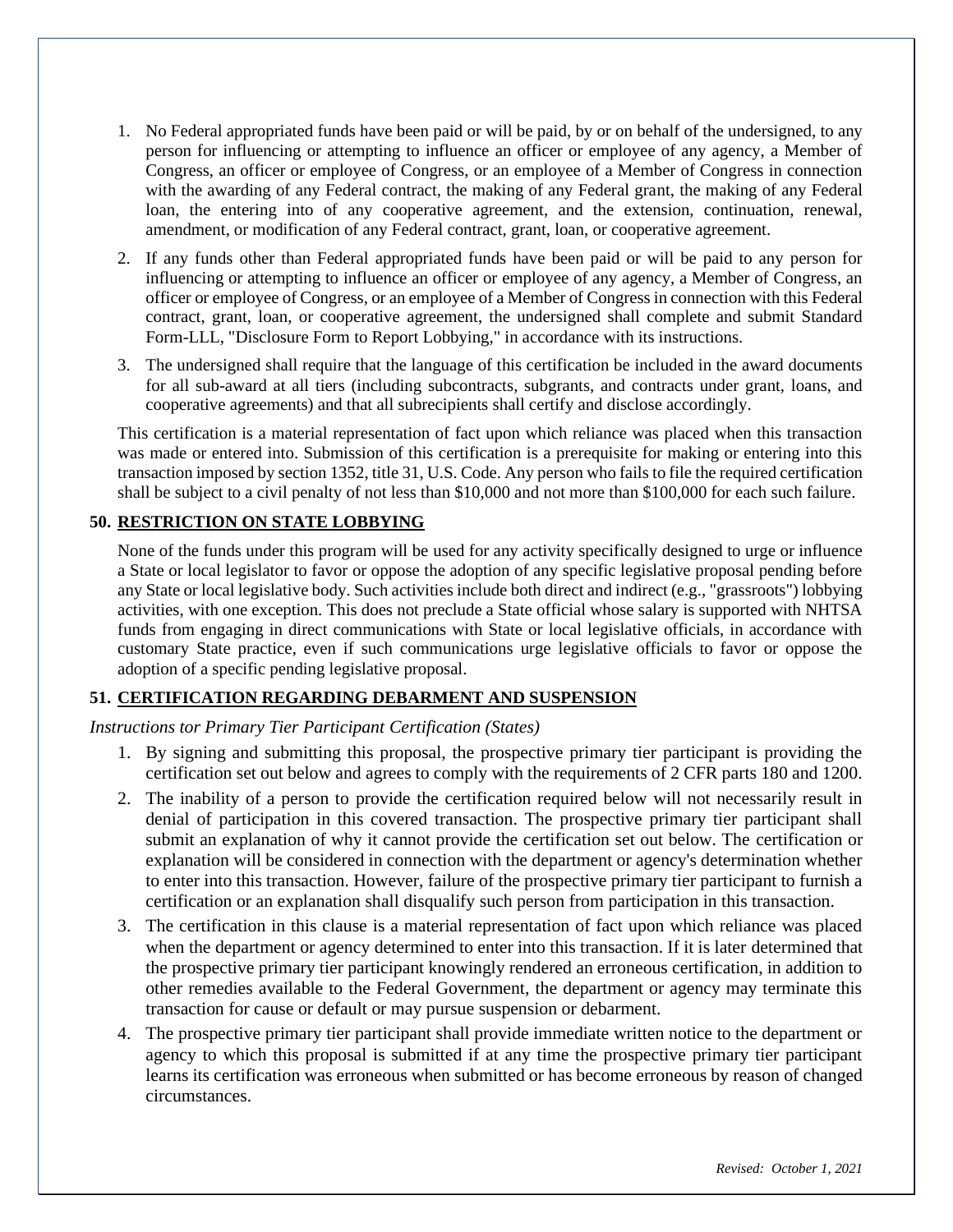1. No Federal appropriated funds have been paid or will be paid, by or on behalf of the undersigned, to any person for influencing or attempting to influence an officer or employee of any agency, a Member of Congress, an officer or employee of Congress, or an employee of a Member of Congress in connection with the awarding of any Federal contract, the making of any Federal grant, the making of any Federal loan, the entering into of any cooperative agreement, and the extension, continuation, renewal, amendment, or modification of any Federal contract, grant, loan, or cooperative agreement.
2. If any funds other than Federal appropriated funds have been paid or will be paid to any person for influencing or attempting to influence an officer or employee of any agency, a Member of Congress, an officer or employee of Congress, or an employee of a Member of Congress in connection with this Federal contract, grant, loan, or cooperative agreement, the undersigned shall complete and submit Standard Form-LLL, "Disclosure Form to Report Lobbying," in accordance with its instructions.
3. The undersigned shall require that the language of this certification be included in the award documents for all sub-award at all tiers (including subcontracts, subgrants, and contracts under grant, loans, and cooperative agreements) and that all subrecipients shall certify and disclose accordingly.

This certification is a material representation of fact upon which reliance was placed when this transaction was made or entered into. Submission of this certification is a prerequisite for making or entering into this transaction imposed by section 1352, title 31, U.S. Code. Any person who fails to file the required certification shall be subject to a civil penalty of not less than $10,000 and not more than $100,000 for each such failure.

## 50. RESTRICTION ON STATE LOBBYING

None of the funds under this program will be used for any activity specifically designed to urge or influence a State or local legislator to favor or oppose the adoption of any specific legislative proposal pending before any State or local legislative body. Such activities include both direct and indirect (e.g., "grassroots") lobbying activities, with one exception. This does not preclude a State official whose salary is supported with NHTSA funds from engaging in direct communications with State or local legislative officials, in accordance with customary State practice, even if such communications urge legislative officials to favor or oppose the adoption of a specific pending legislative proposal.

## 51. CERTIFICATION REGARDING DEBARMENT AND SUSPENSION

*Instructions tor Primary Tier Participant Certification (States)*

1. By signing and submitting this proposal, the prospective primary tier participant is providing the certification set out below and agrees to comply with the requirements of 2 CFR parts 180 and 1200.
2. The inability of a person to provide the certification required below will not necessarily result in denial of participation in this covered transaction. The prospective primary tier participant shall submit an explanation of why it cannot provide the certification set out below. The certification or explanation will be considered in connection with the department or agency's determination whether to enter into this transaction. However, failure of the prospective primary tier participant to furnish a certification or an explanation shall disqualify such person from participation in this transaction.
3. The certification in this clause is a material representation of fact upon which reliance was placed when the department or agency determined to enter into this transaction. If it is later determined that the prospective primary tier participant knowingly rendered an erroneous certification, in addition to other remedies available to the Federal Government, the department or agency may terminate this transaction for cause or default or may pursue suspension or debarment.
4. The prospective primary tier participant shall provide immediate written notice to the department or agency to which this proposal is submitted if at any time the prospective primary tier participant learns its certification was erroneous when submitted or has become erroneous by reason of changed circumstances.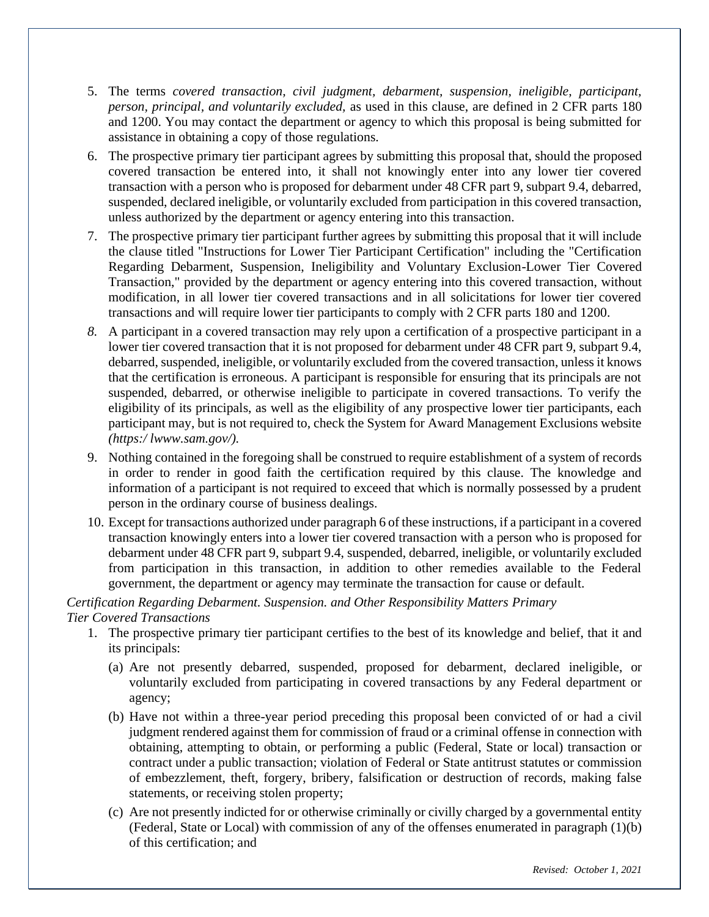5. The terms *covered transaction, civil judgment, debarment, suspension, ineligible, participant, person, principal, and voluntarily excluded,* as used in this clause, are defined in 2 CFR parts 180 and 1200. You may contact the department or agency to which this proposal is being submitted for assistance in obtaining a copy of those regulations.
6. The prospective primary tier participant agrees by submitting this proposal that, should the proposed covered transaction be entered into, it shall not knowingly enter into any lower tier covered transaction with a person who is proposed for debarment under 48 CFR part 9, subpart 9.4, debarred, suspended, declared ineligible, or voluntarily excluded from participation in this covered transaction, unless authorized by the department or agency entering into this transaction.
7. The prospective primary tier participant further agrees by submitting this proposal that it will include the clause titled "Instructions for Lower Tier Participant Certification" including the "Certification Regarding Debarment, Suspension, Ineligibility and Voluntary Exclusion-Lower Tier Covered Transaction," provided by the department or agency entering into this covered transaction, without modification, in all lower tier covered transactions and in all solicitations for lower tier covered transactions and will require lower tier participants to comply with 2 CFR parts 180 and 1200.
8. A participant in a covered transaction may rely upon a certification of a prospective participant in a lower tier covered transaction that it is not proposed for debarment under 48 CFR part 9, subpart 9.4, debarred, suspended, ineligible, or voluntarily excluded from the covered transaction, unless it knows that the certification is erroneous. A participant is responsible for ensuring that its principals are not suspended, debarred, or otherwise ineligible to participate in covered transactions. To verify the eligibility of its principals, as well as the eligibility of any prospective lower tier participants, each participant may, but is not required to, check the System for Award Management Exclusions website *(https:/ lwww.sam.gov/).*
9. Nothing contained in the foregoing shall be construed to require establishment of a system of records in order to render in good faith the certification required by this clause. The knowledge and information of a participant is not required to exceed that which is normally possessed by a prudent person in the ordinary course of business dealings.
10. Except for transactions authorized under paragraph 6 of these instructions, if a participant in a covered transaction knowingly enters into a lower tier covered transaction with a person who is proposed for debarment under 48 CFR part 9, subpart 9.4, suspended, debarred, ineligible, or voluntarily excluded from participation in this transaction, in addition to other remedies available to the Federal government, the department or agency may terminate the transaction for cause or default.

*Certification Regarding Debarment. Suspension. and Other Responsibility Matters Primary Tier Covered Transactions*

1. The prospective primary tier participant certifies to the best of its knowledge and belief, that it and its principals:
   (a) Are not presently debarred, suspended, proposed for debarment, declared ineligible, or voluntarily excluded from participating in covered transactions by any Federal department or agency;
   (b) Have not within a three-year period preceding this proposal been convicted of or had a civil judgment rendered against them for commission of fraud or a criminal offense in connection with obtaining, attempting to obtain, or performing a public (Federal, State or local) transaction or contract under a public transaction; violation of Federal or State antitrust statutes or commission of embezzlement, theft, forgery, bribery, falsification or destruction of records, making false statements, or receiving stolen property;
   (c) Are not presently indicted for or otherwise criminally or civilly charged by a governmental entity (Federal, State or Local) with commission of any of the offenses enumerated in paragraph (1)(b) of this certification; and

*Revised: October 1, 2021*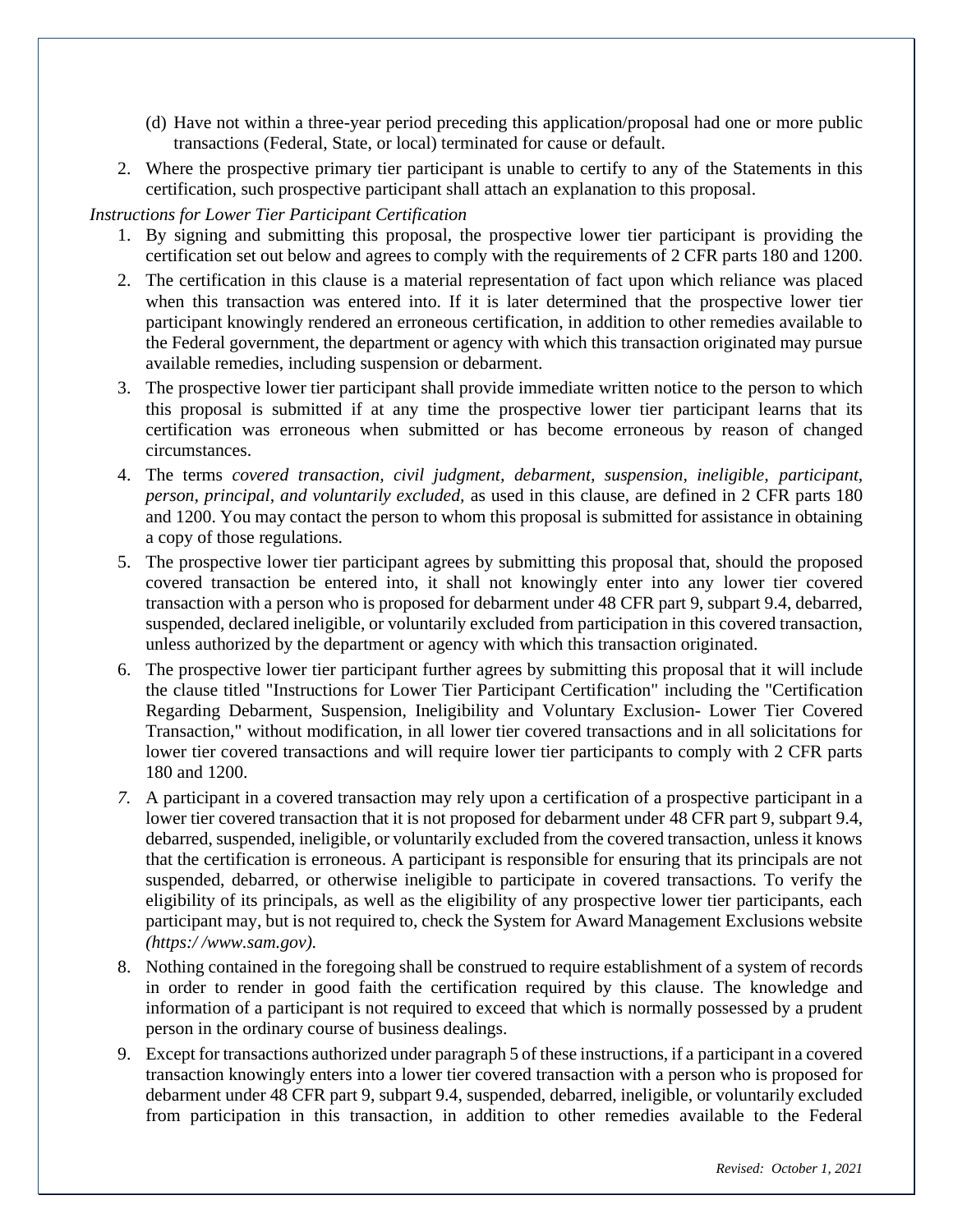(d) Have not within a three-year period preceding this application/proposal had one or more public transactions (Federal, State, or local) terminated for cause or default.

2. Where the prospective primary tier participant is unable to certify to any of the Statements in this certification, such prospective participant shall attach an explanation to this proposal.

*Instructions for Lower Tier Participant Certification*

1. By signing and submitting this proposal, the prospective lower tier participant is providing the certification set out below and agrees to comply with the requirements of 2 CFR parts 180 and 1200.
2. The certification in this clause is a material representation of fact upon which reliance was placed when this transaction was entered into. If it is later determined that the prospective lower tier participant knowingly rendered an erroneous certification, in addition to other remedies available to the Federal government, the department or agency with which this transaction originated may pursue available remedies, including suspension or debarment.
3. The prospective lower tier participant shall provide immediate written notice to the person to which this proposal is submitted if at any time the prospective lower tier participant learns that its certification was erroneous when submitted or has become erroneous by reason of changed circumstances.
4. The terms *covered transaction, civil judgment, debarment, suspension, ineligible, participant, person, principal, and voluntarily excluded,* as used in this clause, are defined in 2 CFR parts 180 and 1200. You may contact the person to whom this proposal is submitted for assistance in obtaining a copy of those regulations.
5. The prospective lower tier participant agrees by submitting this proposal that, should the proposed covered transaction be entered into, it shall not knowingly enter into any lower tier covered transaction with a person who is proposed for debarment under 48 CFR part 9, subpart 9.4, debarred, suspended, declared ineligible, or voluntarily excluded from participation in this covered transaction, unless authorized by the department or agency with which this transaction originated.
6. The prospective lower tier participant further agrees by submitting this proposal that it will include the clause titled "Instructions for Lower Tier Participant Certification" including the "Certification Regarding Debarment, Suspension, Ineligibility and Voluntary Exclusion- Lower Tier Covered Transaction," without modification, in all lower tier covered transactions and in all solicitations for lower tier covered transactions and will require lower tier participants to comply with 2 CFR parts 180 and 1200.
7. A participant in a covered transaction may rely upon a certification of a prospective participant in a lower tier covered transaction that it is not proposed for debarment under 48 CFR part 9, subpart 9.4, debarred, suspended, ineligible, or voluntarily excluded from the covered transaction, unless it knows that the certification is erroneous. A participant is responsible for ensuring that its principals are not suspended, debarred, or otherwise ineligible to participate in covered transactions. To verify the eligibility of its principals, as well as the eligibility of any prospective lower tier participants, each participant may, but is not required to, check the System for Award Management Exclusions website *(https:/ /www.sam.gov).*
8. Nothing contained in the foregoing shall be construed to require establishment of a system of records in order to render in good faith the certification required by this clause. The knowledge and information of a participant is not required to exceed that which is normally possessed by a prudent person in the ordinary course of business dealings.
9. Except for transactions authorized under paragraph 5 of these instructions, if a participant in a covered transaction knowingly enters into a lower tier covered transaction with a person who is proposed for debarment under 48 CFR part 9, subpart 9.4, suspended, debarred, ineligible, or voluntarily excluded from participation in this transaction, in addition to other remedies available to the Federal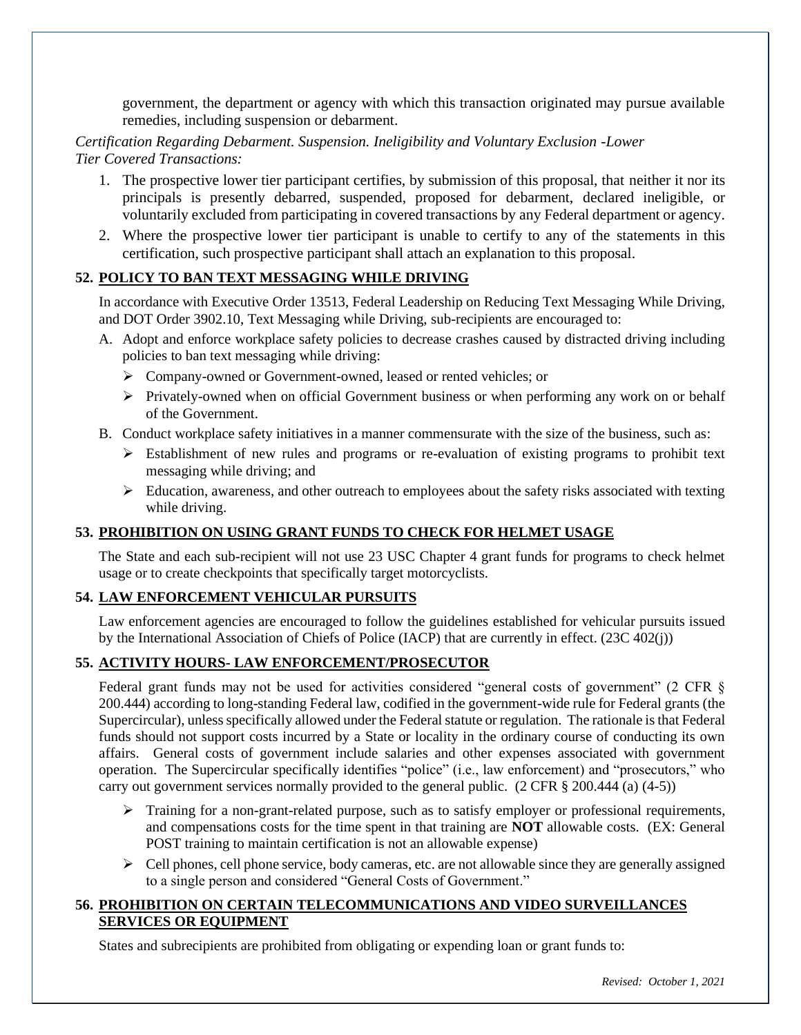government, the department or agency with which this transaction originated may pursue available remedies, including suspension or debarment.

*Certification Regarding Debarment. Suspension. Ineligibility and Voluntary Exclusion -Lower Tier Covered Transactions:*

1. The prospective lower tier participant certifies, by submission of this proposal, that neither it nor its principals is presently debarred, suspended, proposed for debarment, declared ineligible, or voluntarily excluded from participating in covered transactions by any Federal department or agency.
2. Where the prospective lower tier participant is unable to certify to any of the statements in this certification, such prospective participant shall attach an explanation to this proposal.

## 52. POLICY TO BAN TEXT MESSAGING WHILE DRIVING

In accordance with Executive Order 13513, Federal Leadership on Reducing Text Messaging While Driving, and DOT Order 3902.10, Text Messaging while Driving, sub-recipients are encouraged to:

A. Adopt and enforce workplace safety policies to decrease crashes caused by distracted driving including policies to ban text messaging while driving:
   - Company-owned or Government-owned, leased or rented vehicles; or
   - Privately-owned when on official Government business or when performing any work on or behalf of the Government.

B. Conduct workplace safety initiatives in a manner commensurate with the size of the business, such as:
   - Establishment of new rules and programs or re-evaluation of existing programs to prohibit text messaging while driving; and
   - Education, awareness, and other outreach to employees about the safety risks associated with texting while driving.

## 53. PROHIBITION ON USING GRANT FUNDS TO CHECK FOR HELMET USAGE

The State and each sub-recipient will not use 23 USC Chapter 4 grant funds for programs to check helmet usage or to create checkpoints that specifically target motorcyclists.

## 54. LAW ENFORCEMENT VEHICULAR PURSUITS

Law enforcement agencies are encouraged to follow the guidelines established for vehicular pursuits issued by the International Association of Chiefs of Police (IACP) that are currently in effect. (23C 402(j))

## 55. ACTIVITY HOURS- LAW ENFORCEMENT/PROSECUTOR

Federal grant funds may not be used for activities considered "general costs of government" (2 CFR § 200.444) according to long-standing Federal law, codified in the government-wide rule for Federal grants (the Supercircular), unless specifically allowed under the Federal statute or regulation. The rationale is that Federal funds should not support costs incurred by a State or locality in the ordinary course of conducting its own affairs. General costs of government include salaries and other expenses associated with government operation. The Supercircular specifically identifies "police" (i.e., law enforcement) and "prosecutors," who carry out government services normally provided to the general public. (2 CFR § 200.444 (a) (4-5))

- Training for a non-grant-related purpose, such as to satisfy employer or professional requirements, and compensations costs for the time spent in that training are **NOT** allowable costs. (EX: General POST training to maintain certification is not an allowable expense)
- Cell phones, cell phone service, body cameras, etc. are not allowable since they are generally assigned to a single person and considered "General Costs of Government."

## 56. PROHIBITION ON CERTAIN TELECOMMUNICATIONS AND VIDEO SURVEILLANCES SERVICES OR EQUIPMENT

States and subrecipients are prohibited from obligating or expending loan or grant funds to: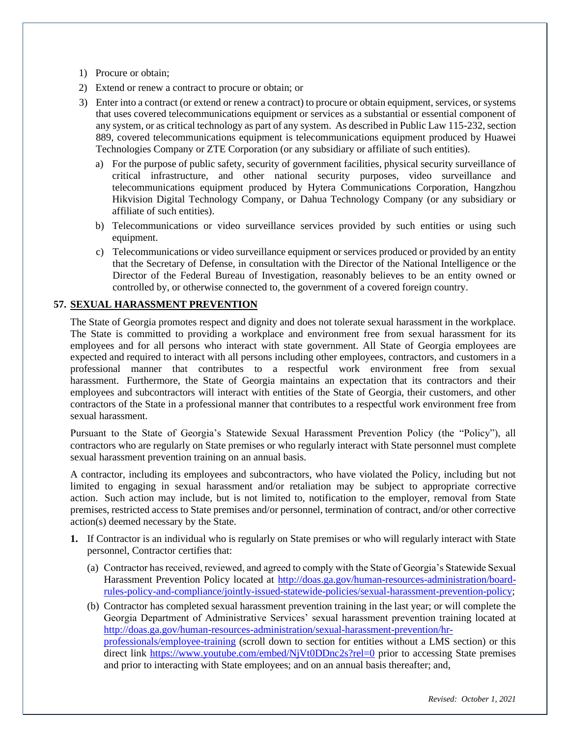1) Procure or obtain;
2) Extend or renew a contract to procure or obtain; or
3) Enter into a contract (or extend or renew a contract) to procure or obtain equipment, services, or systems that uses covered telecommunications equipment or services as a substantial or essential component of any system, or as critical technology as part of any system. As described in Public Law 115-232, section 889, covered telecommunications equipment is telecommunications equipment produced by Huawei Technologies Company or ZTE Corporation (or any subsidiary or affiliate of such entities).
   a) For the purpose of public safety, security of government facilities, physical security surveillance of critical infrastructure, and other national security purposes, video surveillance and telecommunications equipment produced by Hytera Communications Corporation, Hangzhou Hikvision Digital Technology Company, or Dahua Technology Company (or any subsidiary or affiliate of such entities).
   b) Telecommunications or video surveillance services provided by such entities or using such equipment.
   c) Telecommunications or video surveillance equipment or services produced or provided by an entity that the Secretary of Defense, in consultation with the Director of the National Intelligence or the Director of the Federal Bureau of Investigation, reasonably believes to be an entity owned or controlled by, or otherwise connected to, the government of a covered foreign country.

**57. <u>SEXUAL HARASSMENT PREVENTION</u>**

The State of Georgia promotes respect and dignity and does not tolerate sexual harassment in the workplace. The State is committed to providing a workplace and environment free from sexual harassment for its employees and for all persons who interact with state government. All State of Georgia employees are expected and required to interact with all persons including other employees, contractors, and customers in a professional manner that contributes to a respectful work environment free from sexual harassment. Furthermore, the State of Georgia maintains an expectation that its contractors and their employees and subcontractors will interact with entities of the State of Georgia, their customers, and other contractors of the State in a professional manner that contributes to a respectful work environment free from sexual harassment.

Pursuant to the State of Georgia's Statewide Sexual Harassment Prevention Policy (the "Policy"), all contractors who are regularly on State premises or who regularly interact with State personnel must complete sexual harassment prevention training on an annual basis.

A contractor, including its employees and subcontractors, who have violated the Policy, including but not limited to engaging in sexual harassment and/or retaliation may be subject to appropriate corrective action. Such action may include, but is not limited to, notification to the employer, removal from State premises, restricted access to State premises and/or personnel, termination of contract, and/or other corrective action(s) deemed necessary by the State.

**1.** If Contractor is an individual who is regularly on State premises or who will regularly interact with State personnel, Contractor certifies that:

   (a) Contractor has received, reviewed, and agreed to comply with the State of Georgia's Statewide Sexual Harassment Prevention Policy located at http://doas.ga.gov/human-resources-administration/board-rules-policy-and-compliance/jointly-issued-statewide-policies/sexual-harassment-prevention-policy;

   (b) Contractor has completed sexual harassment prevention training in the last year; or will complete the Georgia Department of Administrative Services' sexual harassment prevention training located at http://doas.ga.gov/human-resources-administration/sexual-harassment-prevention/hr-professionals/employee-training (scroll down to section for entities without a LMS section) or this direct link https://www.youtube.com/embed/NjVt0DDnc2s?rel=0 prior to accessing State premises and prior to interacting with State employees; and on an annual basis thereafter; and,

*Revised: October 1, 2021*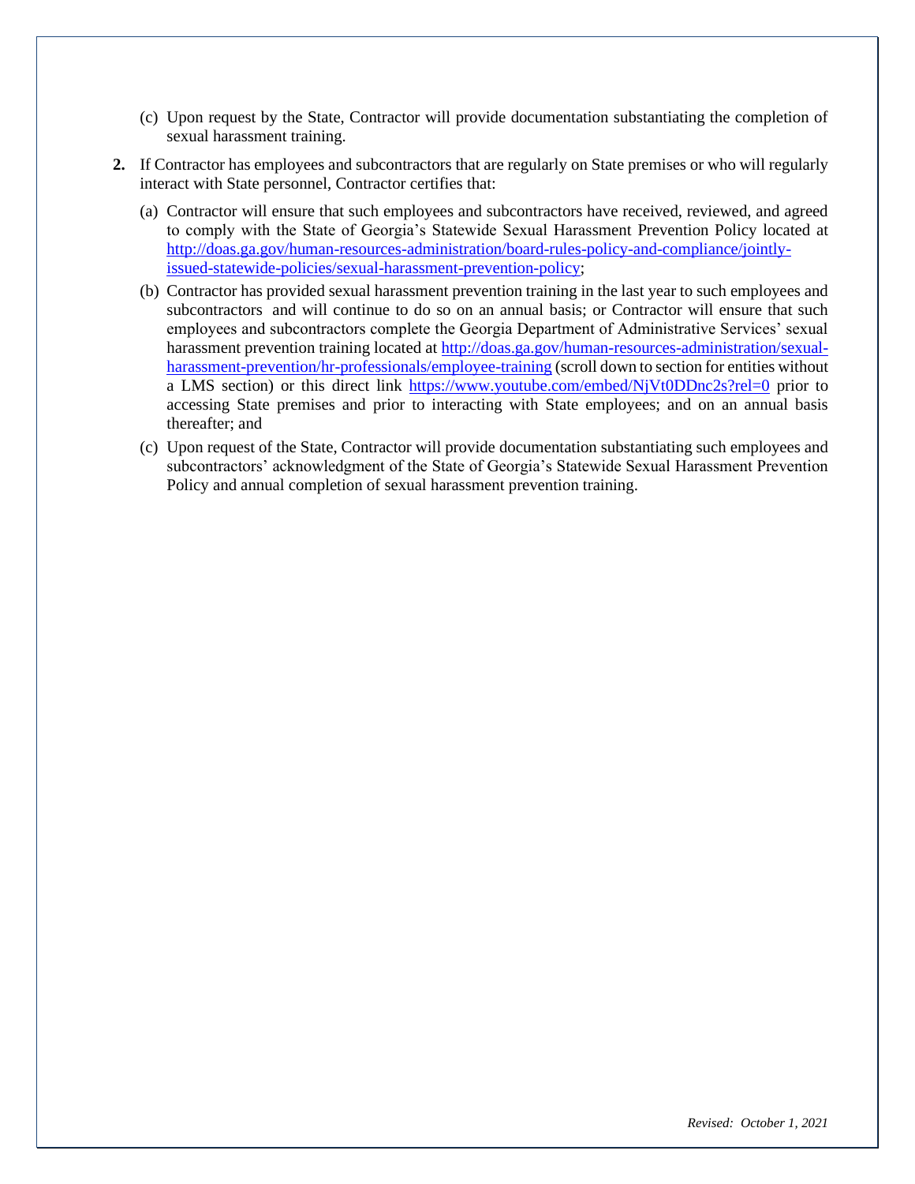(c) Upon request by the State, Contractor will provide documentation substantiating the completion of sexual harassment training.

**2.** If Contractor has employees and subcontractors that are regularly on State premises or who will regularly interact with State personnel, Contractor certifies that:

(a) Contractor will ensure that such employees and subcontractors have received, reviewed, and agreed to comply with the State of Georgia's Statewide Sexual Harassment Prevention Policy located at [http://doas.ga.gov/human-resources-administration/board-rules-policy-and-compliance/jointly-issued-statewide-policies/sexual-harassment-prevention-policy](http://doas.ga.gov/human-resources-administration/board-rules-policy-and-compliance/jointly-issued-statewide-policies/sexual-harassment-prevention-policy);

(b) Contractor has provided sexual harassment prevention training in the last year to such employees and subcontractors and will continue to do so on an annual basis; or Contractor will ensure that such employees and subcontractors complete the Georgia Department of Administrative Services' sexual harassment prevention training located at [http://doas.ga.gov/human-resources-administration/sexual-harassment-prevention/hr-professionals/employee-training](http://doas.ga.gov/human-resources-administration/sexual-harassment-prevention/hr-professionals/employee-training) (scroll down to section for entities without a LMS section) or this direct link [https://www.youtube.com/embed/NjVt0DDnc2s?rel=0](https://www.youtube.com/embed/NjVt0DDnc2s?rel=0) prior to accessing State premises and prior to interacting with State employees; and on an annual basis thereafter; and

(c) Upon request of the State, Contractor will provide documentation substantiating such employees and subcontractors' acknowledgment of the State of Georgia's Statewide Sexual Harassment Prevention Policy and annual completion of sexual harassment prevention training.

*Revised: October 1, 2021*